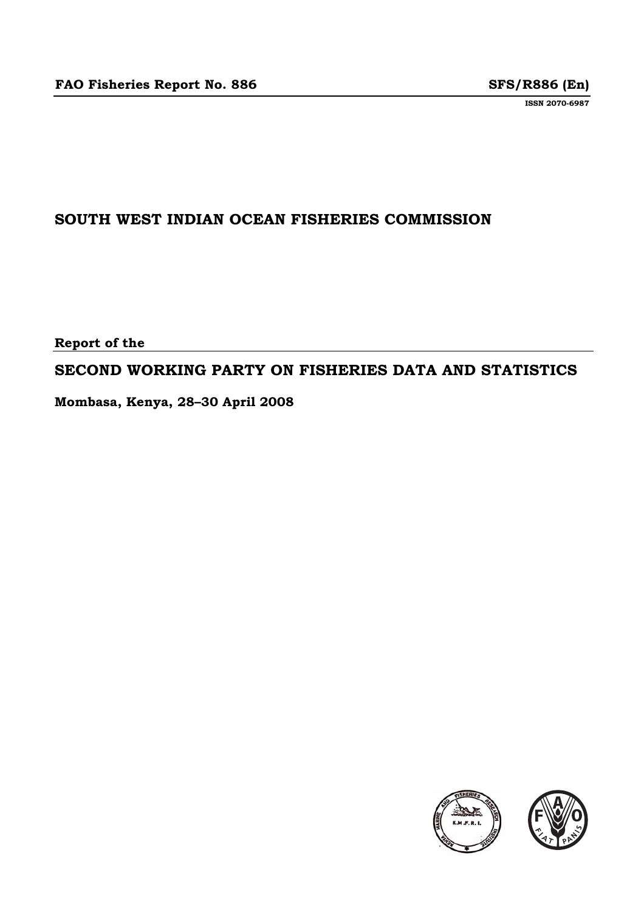**FAO Fisheries Report No. 886** **SFS/R886 (En)**

**ISSN 2070-6987**

# SOUTH WEST INDIAN OCEAN FISHERIES COMMISSION

**Report of the**

# SECOND WORKING PARTY ON FISHERIES DATA AND STATISTICS

**Mombasa, Kenya, 28–30 April 2008**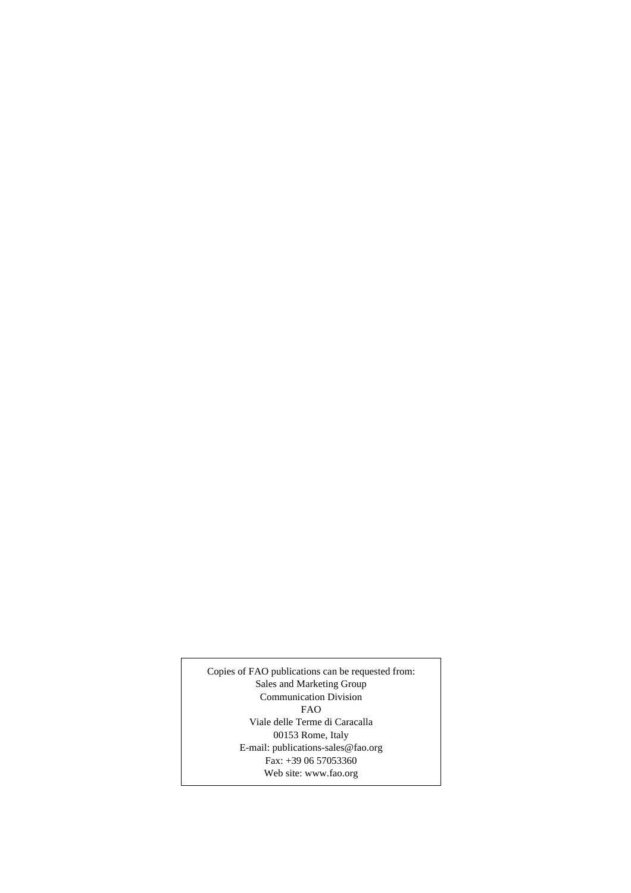Copies of FAO publications can be requested from:
Sales and Marketing Group
Communication Division
FAO
Viale delle Terme di Caracalla
00153 Rome, Italy
E-mail: publications-sales@fao.org
Fax: +39 06 57053360
Web site: www.fao.org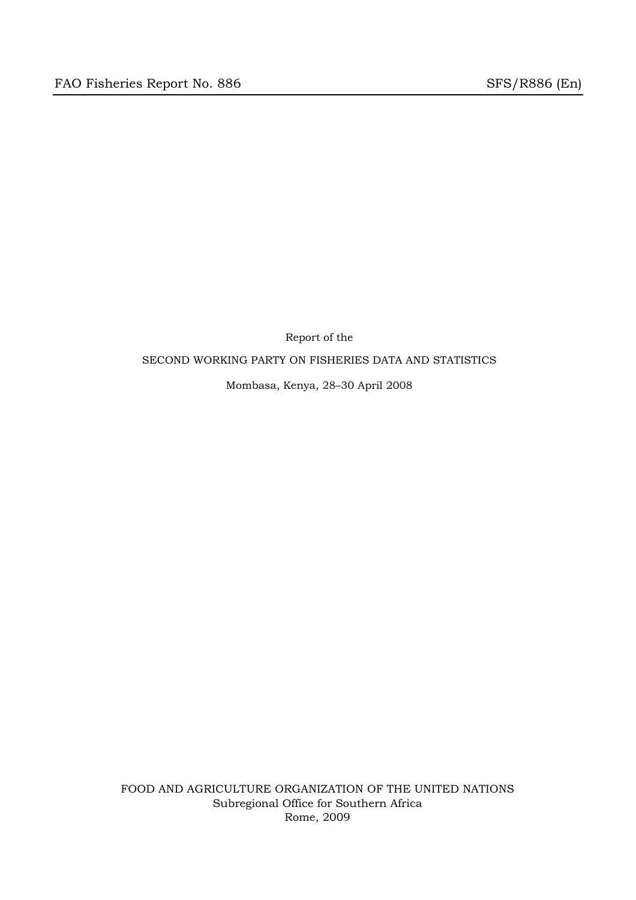Report of the

SECOND WORKING PARTY ON FISHERIES DATA AND STATISTICS

Mombasa, Kenya, 28–30 April 2008

FOOD AND AGRICULTURE ORGANIZATION OF THE UNITED NATIONS
Subregional Office for Southern Africa
Rome, 2009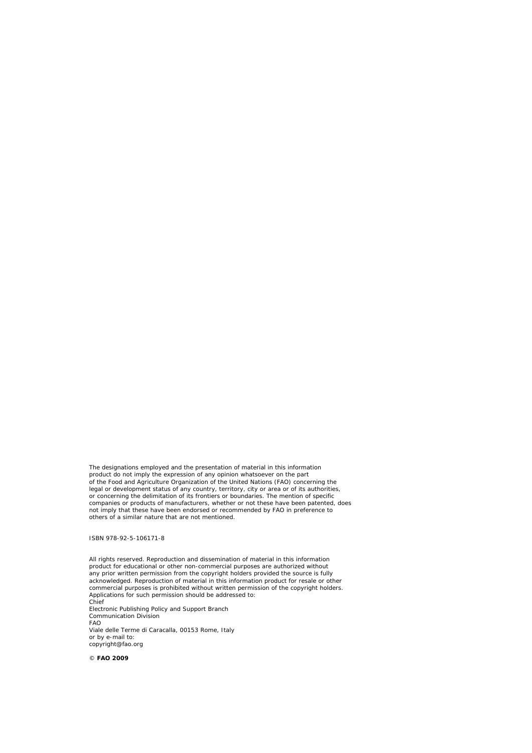The designations employed and the presentation of material in this information product do not imply the expression of any opinion whatsoever on the part of the Food and Agriculture Organization of the United Nations (FAO) concerning the legal or development status of any country, territory, city or area or of its authorities, or concerning the delimitation of its frontiers or boundaries. The mention of specific companies or products of manufacturers, whether or not these have been patented, does not imply that these have been endorsed or recommended by FAO in preference to others of a similar nature that are not mentioned.

ISBN 978-92-5-106171-8

All rights reserved. Reproduction and dissemination of material in this information product for educational or other non-commercial purposes are authorized without any prior written permission from the copyright holders provided the source is fully acknowledged. Reproduction of material in this information product for resale or other commercial purposes is prohibited without written permission of the copyright holders. Applications for such permission should be addressed to:
Chief
Electronic Publishing Policy and Support Branch
Communication Division
FAO
Viale delle Terme di Caracalla, 00153 Rome, Italy
or by e-mail to:
copyright@fao.org

**© FAO 2009**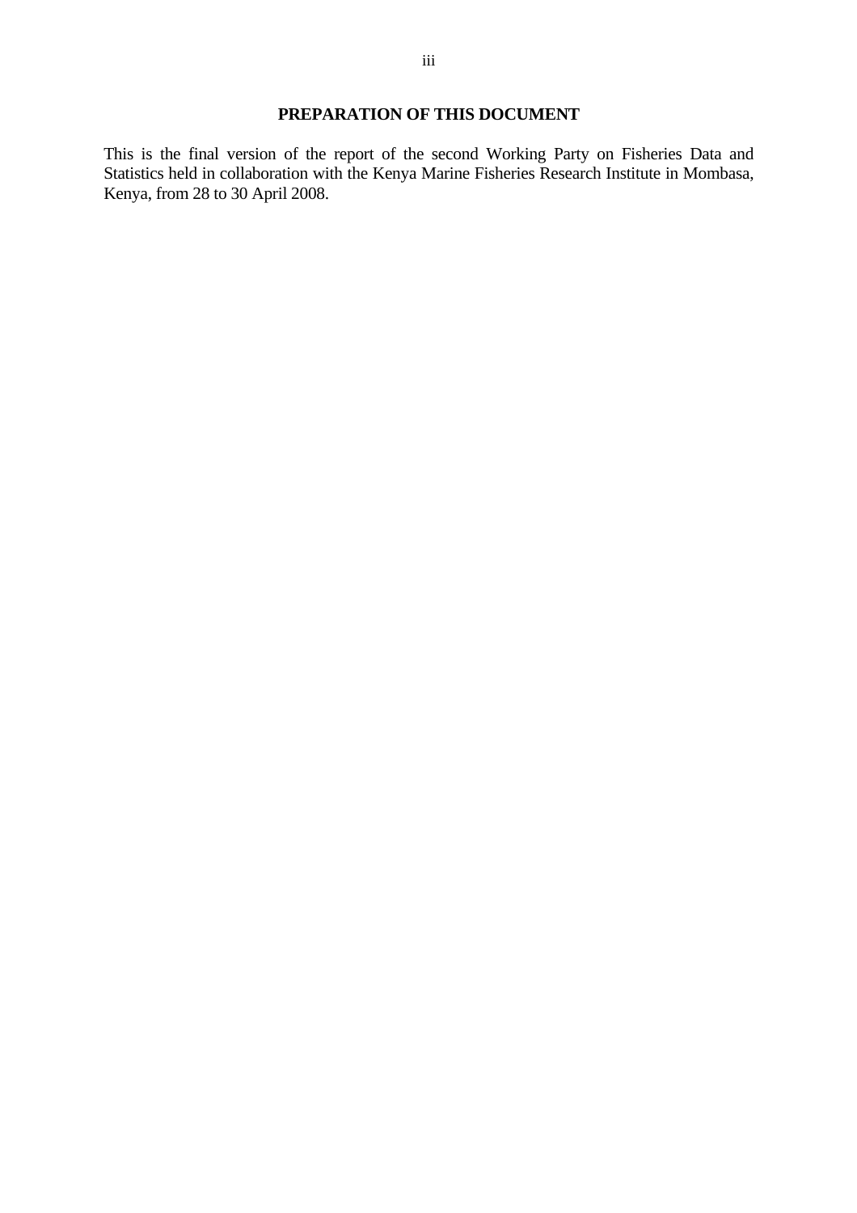## PREPARATION OF THIS DOCUMENT

This is the final version of the report of the second Working Party on Fisheries Data and Statistics held in collaboration with the Kenya Marine Fisheries Research Institute in Mombasa, Kenya, from 28 to 30 April 2008.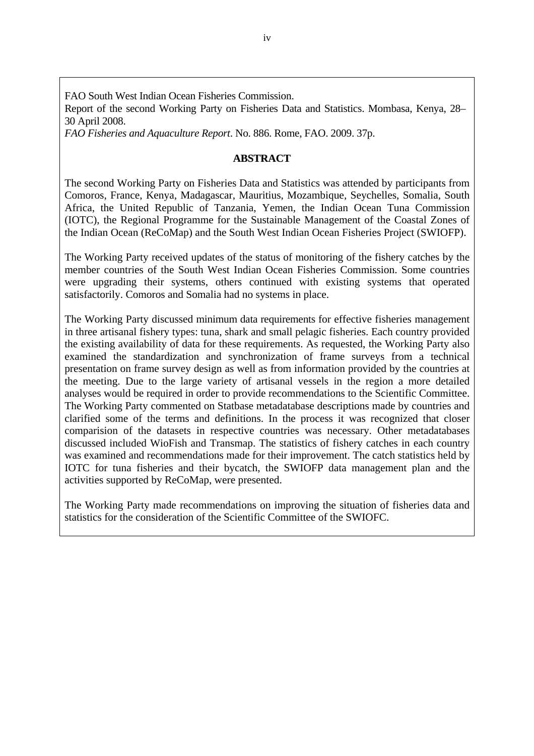FAO South West Indian Ocean Fisheries Commission.
Report of the second Working Party on Fisheries Data and Statistics. Mombasa, Kenya, 28–30 April 2008.
*FAO Fisheries and Aquaculture Report*. No. 886. Rome, FAO. 2009. 37p.

**ABSTRACT**

The second Working Party on Fisheries Data and Statistics was attended by participants from Comoros, France, Kenya, Madagascar, Mauritius, Mozambique, Seychelles, Somalia, South Africa, the United Republic of Tanzania, Yemen, the Indian Ocean Tuna Commission (IOTC), the Regional Programme for the Sustainable Management of the Coastal Zones of the Indian Ocean (ReCoMap) and the South West Indian Ocean Fisheries Project (SWIOFP).

The Working Party received updates of the status of monitoring of the fishery catches by the member countries of the South West Indian Ocean Fisheries Commission. Some countries were upgrading their systems, others continued with existing systems that operated satisfactorily. Comoros and Somalia had no systems in place.

The Working Party discussed minimum data requirements for effective fisheries management in three artisanal fishery types: tuna, shark and small pelagic fisheries. Each country provided the existing availability of data for these requirements. As requested, the Working Party also examined the standardization and synchronization of frame surveys from a technical presentation on frame survey design as well as from information provided by the countries at the meeting. Due to the large variety of artisanal vessels in the region a more detailed analyses would be required in order to provide recommendations to the Scientific Committee. The Working Party commented on Statbase metadatabase descriptions made by countries and clarified some of the terms and definitions. In the process it was recognized that closer comparision of the datasets in respective countries was necessary. Other metadatabases discussed included WioFish and Transmap. The statistics of fishery catches in each country was examined and recommendations made for their improvement. The catch statistics held by IOTC for tuna fisheries and their bycatch, the SWIOFP data management plan and the activities supported by ReCoMap, were presented.

The Working Party made recommendations on improving the situation of fisheries data and statistics for the consideration of the Scientific Committee of the SWIOFC.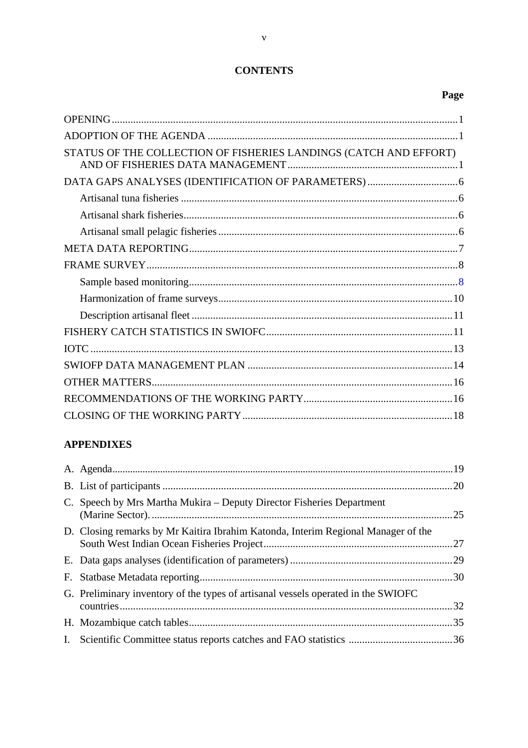# CONTENTS

| | Page |
|---|---|
| OPENING | 1 |
| ADOPTION OF THE AGENDA | 1 |
| STATUS OF THE COLLECTION OF FISHERIES LANDINGS (CATCH AND EFFORT) AND OF FISHERIES DATA MANAGEMENT | 1 |
| DATA GAPS ANALYSES (IDENTIFICATION OF PARAMETERS) | 6 |
| Artisanal tuna fisheries | 6 |
| Artisanal shark fisheries | 6 |
| Artisanal small pelagic fisheries | 6 |
| META DATA REPORTING | 7 |
| FRAME SURVEY | 8 |
| Sample based monitoring | 8 |
| Harmonization of frame surveys | 10 |
| Description artisanal fleet | 11 |
| FISHERY CATCH STATISTICS IN SWIOFC | 11 |
| IOTC | 13 |
| SWIOFP DATA MANAGEMENT PLAN | 14 |
| OTHER MATTERS | 16 |
| RECOMMENDATIONS OF THE WORKING PARTY | 16 |
| CLOSING OF THE WORKING PARTY | 18 |

## APPENDIXES

| | |
|---|---|
| A. Agenda | 19 |
| B. List of participants | 20 |
| C. Speech by Mrs Martha Mukira – Deputy Director Fisheries Department (Marine Sector). | 25 |
| D. Closing remarks by Mr Kaitira Ibrahim Katonda, Interim Regional Manager of the South West Indian Ocean Fisheries Project | 27 |
| E. Data gaps analyses (identification of parameters) | 29 |
| F. Statbase Metadata reporting | 30 |
| G. Preliminary inventory of the types of artisanal vessels operated in the SWIOFC countries | 32 |
| H. Mozambique catch tables | 35 |
| I. Scientific Committee status reports catches and FAO statistics | 36 |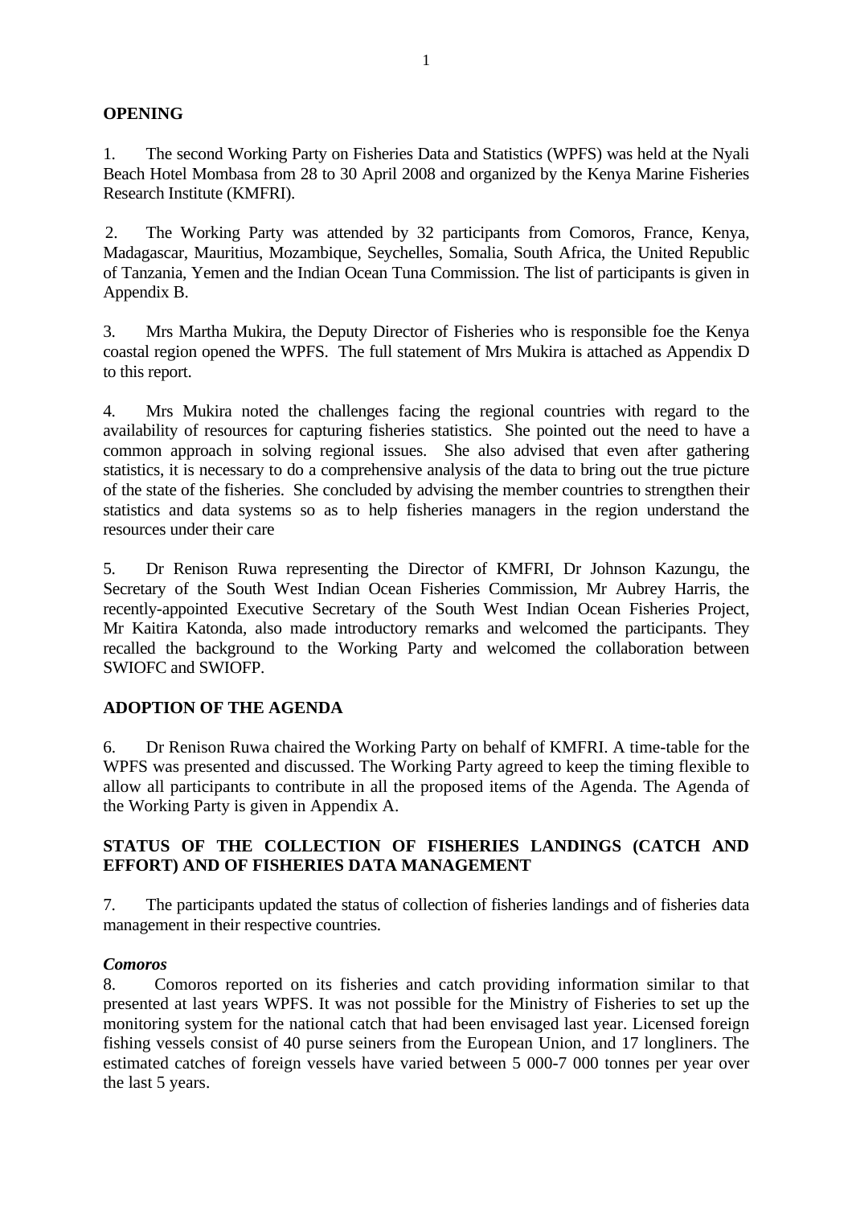## OPENING

1. The second Working Party on Fisheries Data and Statistics (WPFS) was held at the Nyali Beach Hotel Mombasa from 28 to 30 April 2008 and organized by the Kenya Marine Fisheries Research Institute (KMFRI).

2. The Working Party was attended by 32 participants from Comoros, France, Kenya, Madagascar, Mauritius, Mozambique, Seychelles, Somalia, South Africa, the United Republic of Tanzania, Yemen and the Indian Ocean Tuna Commission. The list of participants is given in Appendix B.

3. Mrs Martha Mukira, the Deputy Director of Fisheries who is responsible foe the Kenya coastal region opened the WPFS. The full statement of Mrs Mukira is attached as Appendix D to this report.

4. Mrs Mukira noted the challenges facing the regional countries with regard to the availability of resources for capturing fisheries statistics. She pointed out the need to have a common approach in solving regional issues. She also advised that even after gathering statistics, it is necessary to do a comprehensive analysis of the data to bring out the true picture of the state of the fisheries. She concluded by advising the member countries to strengthen their statistics and data systems so as to help fisheries managers in the region understand the resources under their care

5. Dr Renison Ruwa representing the Director of KMFRI, Dr Johnson Kazungu, the Secretary of the South West Indian Ocean Fisheries Commission, Mr Aubrey Harris, the recently-appointed Executive Secretary of the South West Indian Ocean Fisheries Project, Mr Kaitira Katonda, also made introductory remarks and welcomed the participants. They recalled the background to the Working Party and welcomed the collaboration between SWIOFC and SWIOFP.

## ADOPTION OF THE AGENDA

6. Dr Renison Ruwa chaired the Working Party on behalf of KMFRI. A time-table for the WPFS was presented and discussed. The Working Party agreed to keep the timing flexible to allow all participants to contribute in all the proposed items of the Agenda. The Agenda of the Working Party is given in Appendix A.

## STATUS OF THE COLLECTION OF FISHERIES LANDINGS (CATCH AND EFFORT) AND OF FISHERIES DATA MANAGEMENT

7. The participants updated the status of collection of fisheries landings and of fisheries data management in their respective countries.

### *Comoros*

8. Comoros reported on its fisheries and catch providing information similar to that presented at last years WPFS. It was not possible for the Ministry of Fisheries to set up the monitoring system for the national catch that had been envisaged last year. Licensed foreign fishing vessels consist of 40 purse seiners from the European Union, and 17 longliners. The estimated catches of foreign vessels have varied between 5 000-7 000 tonnes per year over the last 5 years.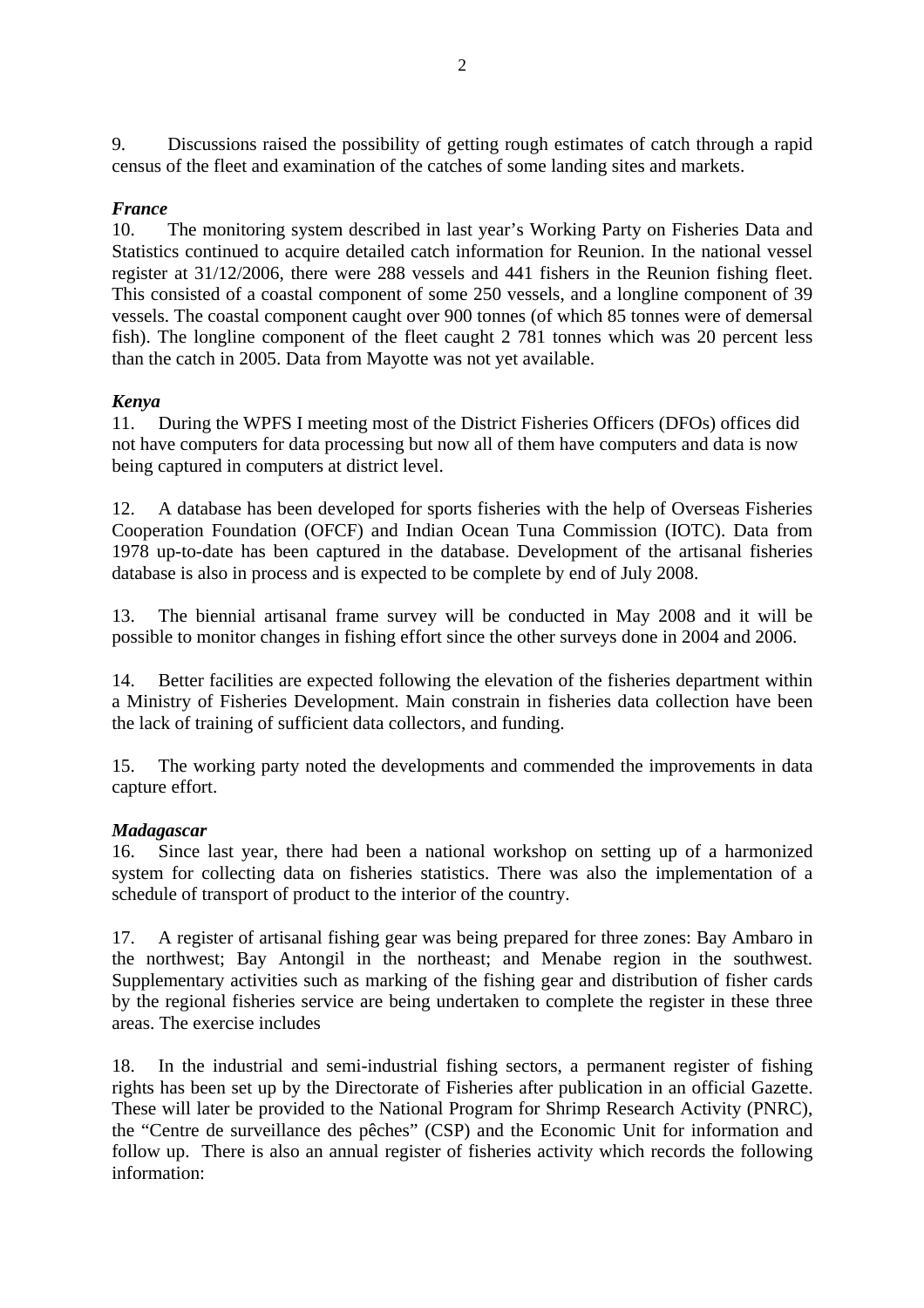9. Discussions raised the possibility of getting rough estimates of catch through a rapid census of the fleet and examination of the catches of some landing sites and markets.

***France***

10. The monitoring system described in last year's Working Party on Fisheries Data and Statistics continued to acquire detailed catch information for Reunion. In the national vessel register at 31/12/2006, there were 288 vessels and 441 fishers in the Reunion fishing fleet. This consisted of a coastal component of some 250 vessels, and a longline component of 39 vessels. The coastal component caught over 900 tonnes (of which 85 tonnes were of demersal fish). The longline component of the fleet caught 2 781 tonnes which was 20 percent less than the catch in 2005. Data from Mayotte was not yet available.

***Kenya***

11. During the WPFS I meeting most of the District Fisheries Officers (DFOs) offices did not have computers for data processing but now all of them have computers and data is now being captured in computers at district level.

12. A database has been developed for sports fisheries with the help of Overseas Fisheries Cooperation Foundation (OFCF) and Indian Ocean Tuna Commission (IOTC). Data from 1978 up-to-date has been captured in the database. Development of the artisanal fisheries database is also in process and is expected to be complete by end of July 2008.

13. The biennial artisanal frame survey will be conducted in May 2008 and it will be possible to monitor changes in fishing effort since the other surveys done in 2004 and 2006.

14. Better facilities are expected following the elevation of the fisheries department within a Ministry of Fisheries Development. Main constrain in fisheries data collection have been the lack of training of sufficient data collectors, and funding.

15. The working party noted the developments and commended the improvements in data capture effort.

***Madagascar***

16. Since last year, there had been a national workshop on setting up of a harmonized system for collecting data on fisheries statistics. There was also the implementation of a schedule of transport of product to the interior of the country.

17. A register of artisanal fishing gear was being prepared for three zones: Bay Ambaro in the northwest; Bay Antongil in the northeast; and Menabe region in the southwest. Supplementary activities such as marking of the fishing gear and distribution of fisher cards by the regional fisheries service are being undertaken to complete the register in these three areas. The exercise includes

18. In the industrial and semi-industrial fishing sectors, a permanent register of fishing rights has been set up by the Directorate of Fisheries after publication in an official Gazette. These will later be provided to the National Program for Shrimp Research Activity (PNRC), the "Centre de surveillance des pêches" (CSP) and the Economic Unit for information and follow up. There is also an annual register of fisheries activity which records the following information: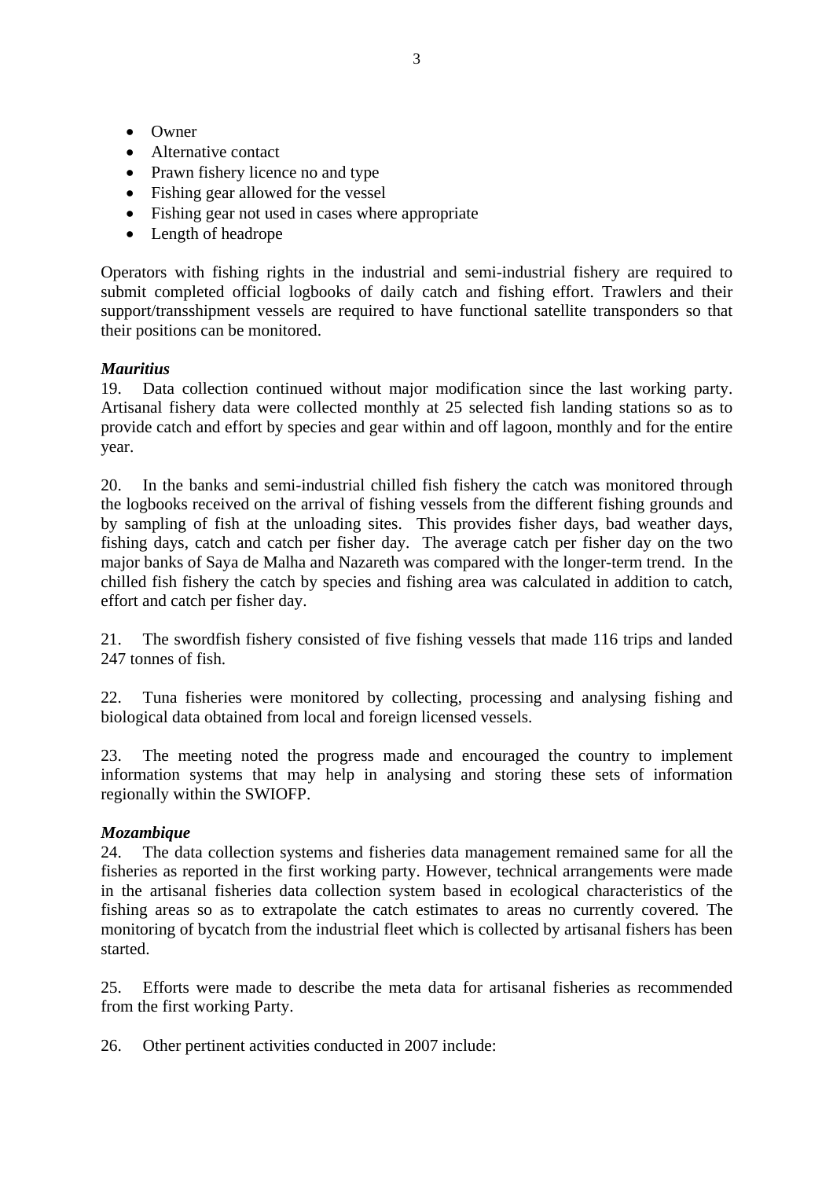- Owner
- Alternative contact
- Prawn fishery licence no and type
- Fishing gear allowed for the vessel
- Fishing gear not used in cases where appropriate
- Length of headrope

Operators with fishing rights in the industrial and semi-industrial fishery are required to submit completed official logbooks of daily catch and fishing effort. Trawlers and their support/transshipment vessels are required to have functional satellite transponders so that their positions can be monitored.

***Mauritius***

19. Data collection continued without major modification since the last working party. Artisanal fishery data were collected monthly at 25 selected fish landing stations so as to provide catch and effort by species and gear within and off lagoon, monthly and for the entire year.

20. In the banks and semi-industrial chilled fish fishery the catch was monitored through the logbooks received on the arrival of fishing vessels from the different fishing grounds and by sampling of fish at the unloading sites. This provides fisher days, bad weather days, fishing days, catch and catch per fisher day. The average catch per fisher day on the two major banks of Saya de Malha and Nazareth was compared with the longer-term trend. In the chilled fish fishery the catch by species and fishing area was calculated in addition to catch, effort and catch per fisher day.

21. The swordfish fishery consisted of five fishing vessels that made 116 trips and landed 247 tonnes of fish.

22. Tuna fisheries were monitored by collecting, processing and analysing fishing and biological data obtained from local and foreign licensed vessels.

23. The meeting noted the progress made and encouraged the country to implement information systems that may help in analysing and storing these sets of information regionally within the SWIOFP.

***Mozambique***

24. The data collection systems and fisheries data management remained same for all the fisheries as reported in the first working party. However, technical arrangements were made in the artisanal fisheries data collection system based in ecological characteristics of the fishing areas so as to extrapolate the catch estimates to areas no currently covered. The monitoring of bycatch from the industrial fleet which is collected by artisanal fishers has been started.

25. Efforts were made to describe the meta data for artisanal fisheries as recommended from the first working Party.

26. Other pertinent activities conducted in 2007 include: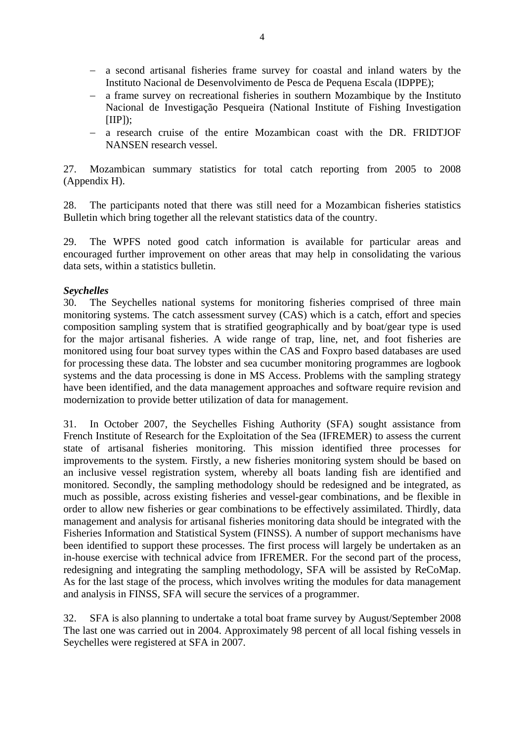- a second artisanal fisheries frame survey for coastal and inland waters by the Instituto Nacional de Desenvolvimento de Pesca de Pequena Escala (IDPPE);
- a frame survey on recreational fisheries in southern Mozambique by the Instituto Nacional de Investigação Pesqueira (National Institute of Fishing Investigation [IIP]);
- a research cruise of the entire Mozambican coast with the DR. FRIDTJOF NANSEN research vessel.

27. Mozambican summary statistics for total catch reporting from 2005 to 2008 (Appendix H).

28. The participants noted that there was still need for a Mozambican fisheries statistics Bulletin which bring together all the relevant statistics data of the country.

29. The WPFS noted good catch information is available for particular areas and encouraged further improvement on other areas that may help in consolidating the various data sets, within a statistics bulletin.

***Seychelles***

30. The Seychelles national systems for monitoring fisheries comprised of three main monitoring systems. The catch assessment survey (CAS) which is a catch, effort and species composition sampling system that is stratified geographically and by boat/gear type is used for the major artisanal fisheries. A wide range of trap, line, net, and foot fisheries are monitored using four boat survey types within the CAS and Foxpro based databases are used for processing these data. The lobster and sea cucumber monitoring programmes are logbook systems and the data processing is done in MS Access. Problems with the sampling strategy have been identified, and the data management approaches and software require revision and modernization to provide better utilization of data for management.

31. In October 2007, the Seychelles Fishing Authority (SFA) sought assistance from French Institute of Research for the Exploitation of the Sea (IFREMER) to assess the current state of artisanal fisheries monitoring. This mission identified three processes for improvements to the system. Firstly, a new fisheries monitoring system should be based on an inclusive vessel registration system, whereby all boats landing fish are identified and monitored. Secondly, the sampling methodology should be redesigned and be integrated, as much as possible, across existing fisheries and vessel-gear combinations, and be flexible in order to allow new fisheries or gear combinations to be effectively assimilated. Thirdly, data management and analysis for artisanal fisheries monitoring data should be integrated with the Fisheries Information and Statistical System (FINSS). A number of support mechanisms have been identified to support these processes. The first process will largely be undertaken as an in-house exercise with technical advice from IFREMER. For the second part of the process, redesigning and integrating the sampling methodology, SFA will be assisted by ReCoMap. As for the last stage of the process, which involves writing the modules for data management and analysis in FINSS, SFA will secure the services of a programmer.

32. SFA is also planning to undertake a total boat frame survey by August/September 2008 The last one was carried out in 2004. Approximately 98 percent of all local fishing vessels in Seychelles were registered at SFA in 2007.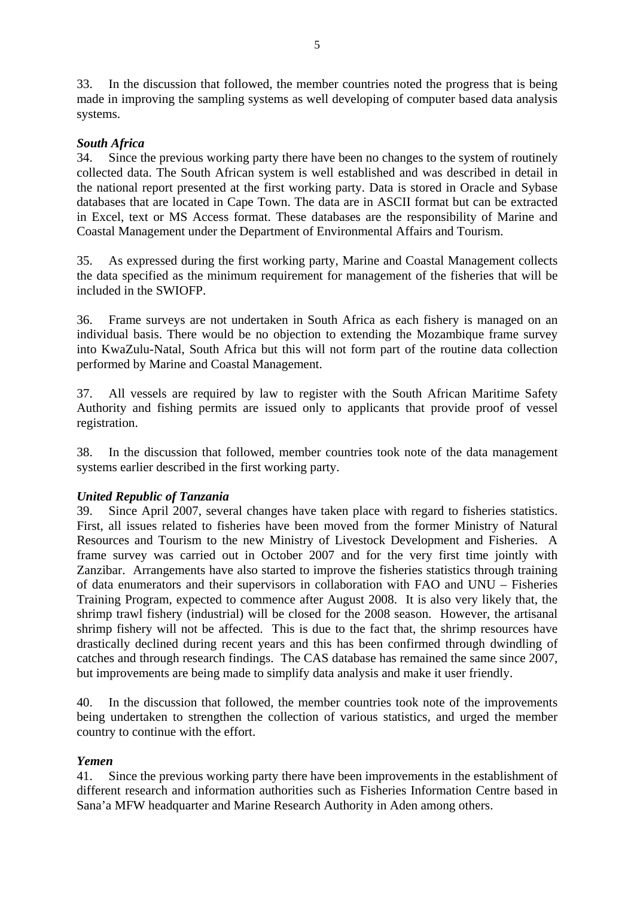33. In the discussion that followed, the member countries noted the progress that is being made in improving the sampling systems as well developing of computer based data analysis systems.

***South Africa***

34. Since the previous working party there have been no changes to the system of routinely collected data. The South African system is well established and was described in detail in the national report presented at the first working party. Data is stored in Oracle and Sybase databases that are located in Cape Town. The data are in ASCII format but can be extracted in Excel, text or MS Access format. These databases are the responsibility of Marine and Coastal Management under the Department of Environmental Affairs and Tourism.

35. As expressed during the first working party, Marine and Coastal Management collects the data specified as the minimum requirement for management of the fisheries that will be included in the SWIOFP.

36. Frame surveys are not undertaken in South Africa as each fishery is managed on an individual basis. There would be no objection to extending the Mozambique frame survey into KwaZulu-Natal, South Africa but this will not form part of the routine data collection performed by Marine and Coastal Management.

37. All vessels are required by law to register with the South African Maritime Safety Authority and fishing permits are issued only to applicants that provide proof of vessel registration.

38. In the discussion that followed, member countries took note of the data management systems earlier described in the first working party.

***United Republic of Tanzania***

39. Since April 2007, several changes have taken place with regard to fisheries statistics. First, all issues related to fisheries have been moved from the former Ministry of Natural Resources and Tourism to the new Ministry of Livestock Development and Fisheries. A frame survey was carried out in October 2007 and for the very first time jointly with Zanzibar. Arrangements have also started to improve the fisheries statistics through training of data enumerators and their supervisors in collaboration with FAO and UNU – Fisheries Training Program, expected to commence after August 2008. It is also very likely that, the shrimp trawl fishery (industrial) will be closed for the 2008 season. However, the artisanal shrimp fishery will not be affected. This is due to the fact that, the shrimp resources have drastically declined during recent years and this has been confirmed through dwindling of catches and through research findings. The CAS database has remained the same since 2007, but improvements are being made to simplify data analysis and make it user friendly.

40. In the discussion that followed, the member countries took note of the improvements being undertaken to strengthen the collection of various statistics, and urged the member country to continue with the effort.

***Yemen***

41. Since the previous working party there have been improvements in the establishment of different research and information authorities such as Fisheries Information Centre based in Sana'a MFW headquarter and Marine Research Authority in Aden among others.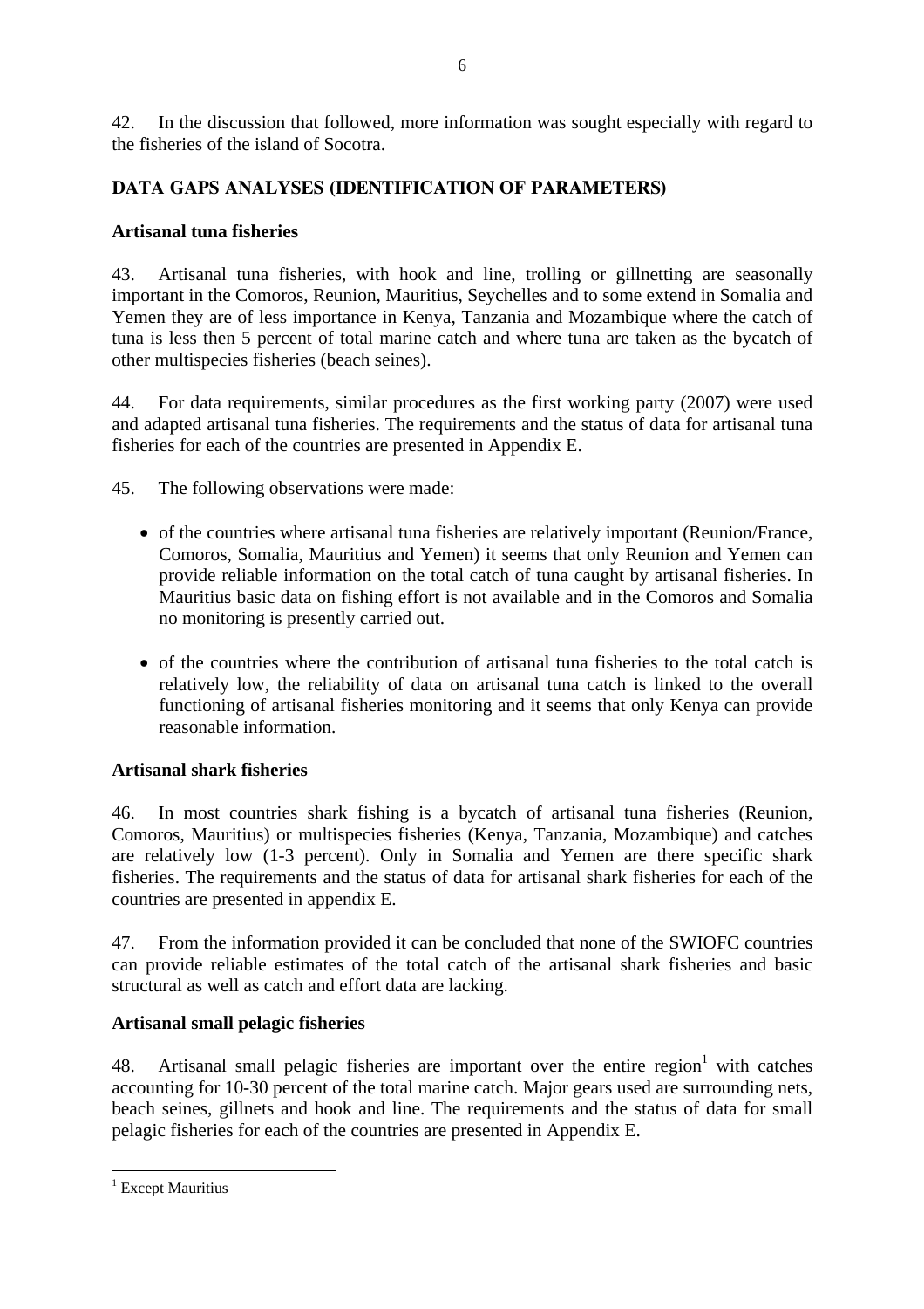42. In the discussion that followed, more information was sought especially with regard to the fisheries of the island of Socotra.

## DATA GAPS ANALYSES (IDENTIFICATION OF PARAMETERS)

### Artisanal tuna fisheries

43. Artisanal tuna fisheries, with hook and line, trolling or gillnetting are seasonally important in the Comoros, Reunion, Mauritius, Seychelles and to some extend in Somalia and Yemen they are of less importance in Kenya, Tanzania and Mozambique where the catch of tuna is less then 5 percent of total marine catch and where tuna are taken as the bycatch of other multispecies fisheries (beach seines).

44. For data requirements, similar procedures as the first working party (2007) were used and adapted artisanal tuna fisheries. The requirements and the status of data for artisanal tuna fisheries for each of the countries are presented in Appendix E.

45. The following observations were made:

- of the countries where artisanal tuna fisheries are relatively important (Reunion/France, Comoros, Somalia, Mauritius and Yemen) it seems that only Reunion and Yemen can provide reliable information on the total catch of tuna caught by artisanal fisheries. In Mauritius basic data on fishing effort is not available and in the Comoros and Somalia no monitoring is presently carried out.
- of the countries where the contribution of artisanal tuna fisheries to the total catch is relatively low, the reliability of data on artisanal tuna catch is linked to the overall functioning of artisanal fisheries monitoring and it seems that only Kenya can provide reasonable information.

### Artisanal shark fisheries

46. In most countries shark fishing is a bycatch of artisanal tuna fisheries (Reunion, Comoros, Mauritius) or multispecies fisheries (Kenya, Tanzania, Mozambique) and catches are relatively low (1-3 percent). Only in Somalia and Yemen are there specific shark fisheries. The requirements and the status of data for artisanal shark fisheries for each of the countries are presented in appendix E.

47. From the information provided it can be concluded that none of the SWIOFC countries can provide reliable estimates of the total catch of the artisanal shark fisheries and basic structural as well as catch and effort data are lacking.

### Artisanal small pelagic fisheries

48. Artisanal small pelagic fisheries are important over the entire region[1] with catches accounting for 10-30 percent of the total marine catch. Major gears used are surrounding nets, beach seines, gillnets and hook and line. The requirements and the status of data for small pelagic fisheries for each of the countries are presented in Appendix E.

---

[1] Except Mauritius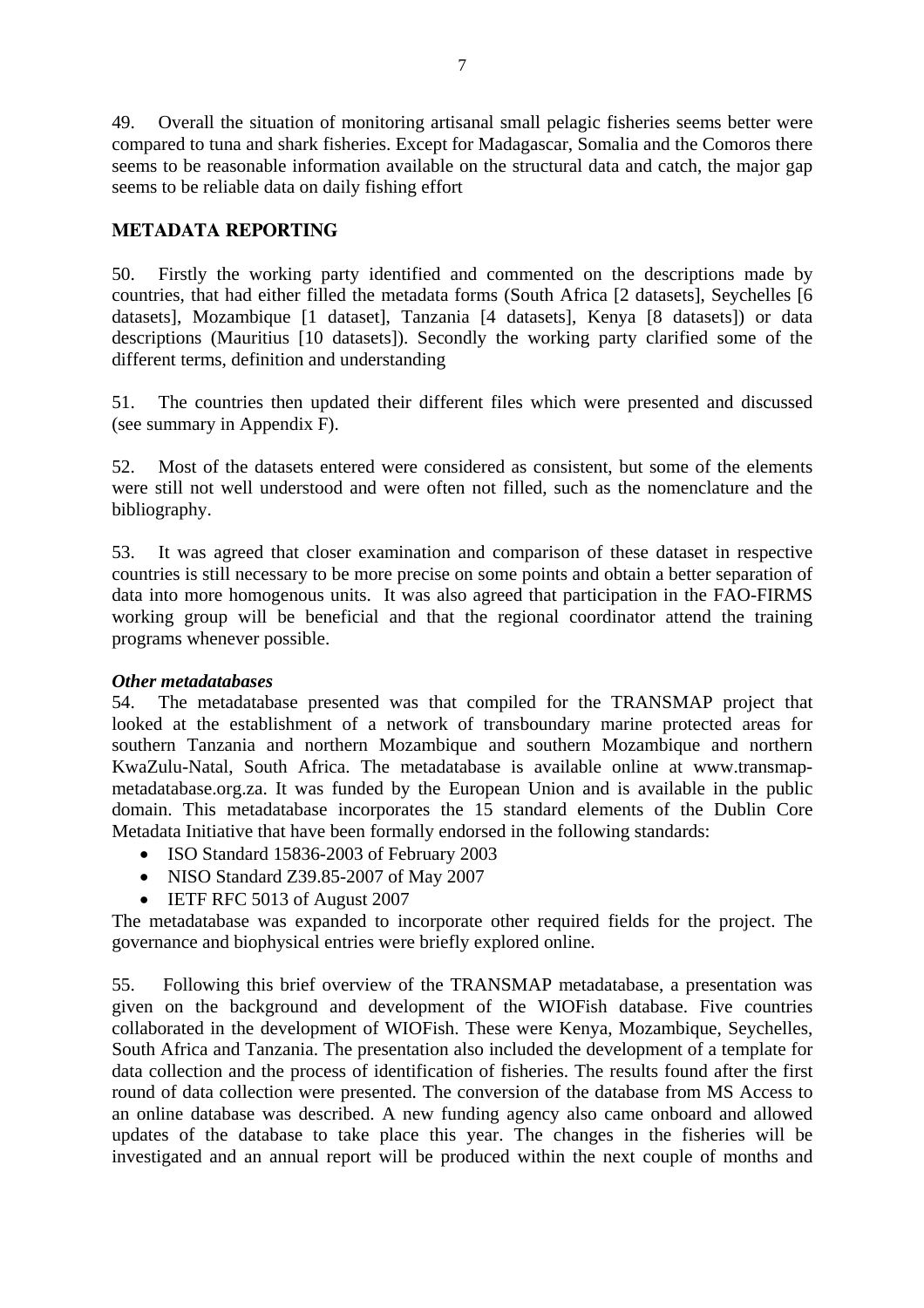49. Overall the situation of monitoring artisanal small pelagic fisheries seems better were compared to tuna and shark fisheries. Except for Madagascar, Somalia and the Comoros there seems to be reasonable information available on the structural data and catch, the major gap seems to be reliable data on daily fishing effort

## METADATA REPORTING

50. Firstly the working party identified and commented on the descriptions made by countries, that had either filled the metadata forms (South Africa [2 datasets], Seychelles [6 datasets], Mozambique [1 dataset], Tanzania [4 datasets], Kenya [8 datasets]) or data descriptions (Mauritius [10 datasets]). Secondly the working party clarified some of the different terms, definition and understanding

51. The countries then updated their different files which were presented and discussed (see summary in Appendix F).

52. Most of the datasets entered were considered as consistent, but some of the elements were still not well understood and were often not filled, such as the nomenclature and the bibliography.

53. It was agreed that closer examination and comparison of these dataset in respective countries is still necessary to be more precise on some points and obtain a better separation of data into more homogenous units. It was also agreed that participation in the FAO-FIRMS working group will be beneficial and that the regional coordinator attend the training programs whenever possible.

### *Other metadatabases*

54. The metadatabase presented was that compiled for the TRANSMAP project that looked at the establishment of a network of transboundary marine protected areas for southern Tanzania and northern Mozambique and southern Mozambique and northern KwaZulu-Natal, South Africa. The metadatabase is available online at www.transmap-metadatabase.org.za. It was funded by the European Union and is available in the public domain. This metadatabase incorporates the 15 standard elements of the Dublin Core Metadata Initiative that have been formally endorsed in the following standards:

- ISO Standard 15836-2003 of February 2003
- NISO Standard Z39.85-2007 of May 2007
- IETF RFC 5013 of August 2007

The metadatabase was expanded to incorporate other required fields for the project. The governance and biophysical entries were briefly explored online.

55. Following this brief overview of the TRANSMAP metadatabase, a presentation was given on the background and development of the WIOFish database. Five countries collaborated in the development of WIOFish. These were Kenya, Mozambique, Seychelles, South Africa and Tanzania. The presentation also included the development of a template for data collection and the process of identification of fisheries. The results found after the first round of data collection were presented. The conversion of the database from MS Access to an online database was described. A new funding agency also came onboard and allowed updates of the database to take place this year. The changes in the fisheries will be investigated and an annual report will be produced within the next couple of months and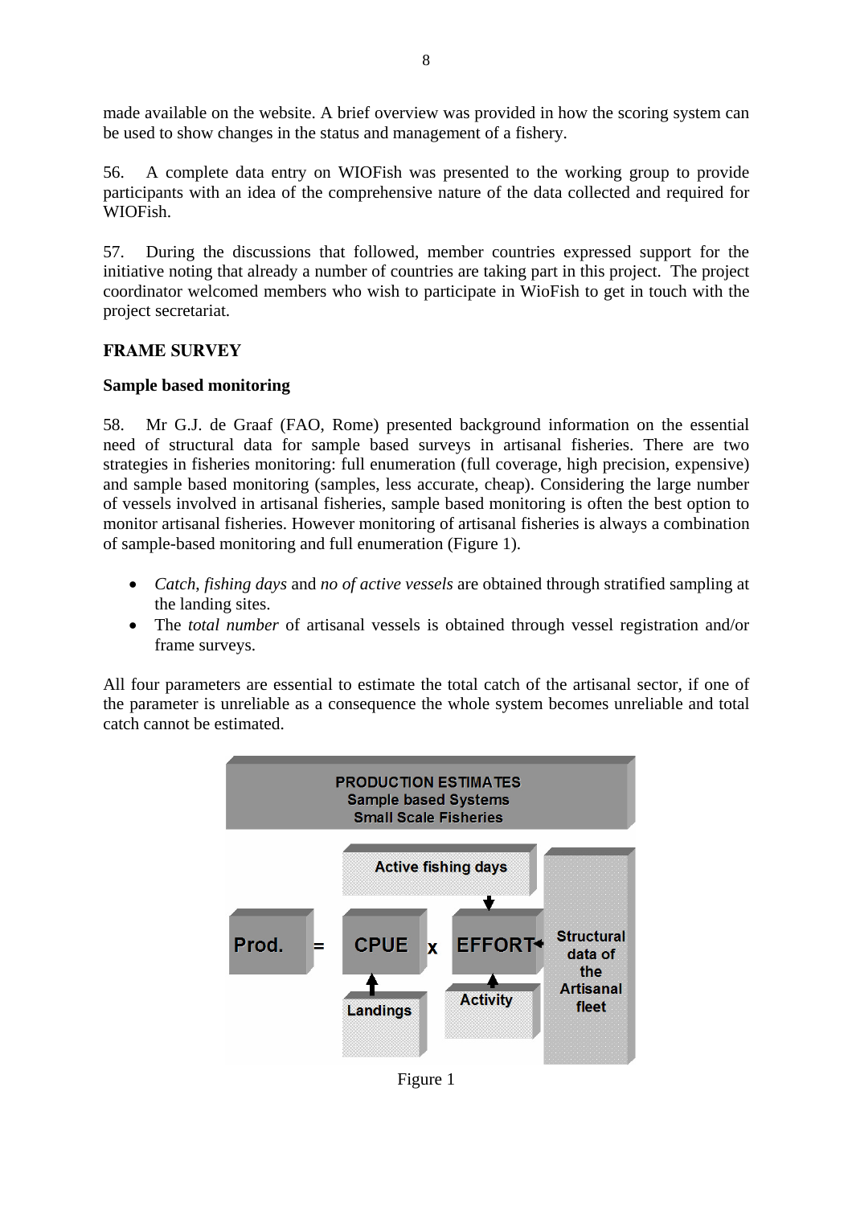made available on the website. A brief overview was provided in how the scoring system can be used to show changes in the status and management of a fishery.

56. A complete data entry on WIOFish was presented to the working group to provide participants with an idea of the comprehensive nature of the data collected and required for WIOFish.

57. During the discussions that followed, member countries expressed support for the initiative noting that already a number of countries are taking part in this project. The project coordinator welcomed members who wish to participate in WioFish to get in touch with the project secretariat.

## FRAME SURVEY

### Sample based monitoring

58. Mr G.J. de Graaf (FAO, Rome) presented background information on the essential need of structural data for sample based surveys in artisanal fisheries. There are two strategies in fisheries monitoring: full enumeration (full coverage, high precision, expensive) and sample based monitoring (samples, less accurate, cheap). Considering the large number of vessels involved in artisanal fisheries, sample based monitoring is often the best option to monitor artisanal fisheries. However monitoring of artisanal fisheries is always a combination of sample-based monitoring and full enumeration (Figure 1).

- *Catch*, *fishing days* and *no of active vessels* are obtained through stratified sampling at the landing sites.
- The *total number* of artisanal vessels is obtained through vessel registration and/or frame surveys.

All four parameters are essential to estimate the total catch of the artisanal sector, if one of the parameter is unreliable as a consequence the whole system becomes unreliable and total catch cannot be estimated.

Figure 1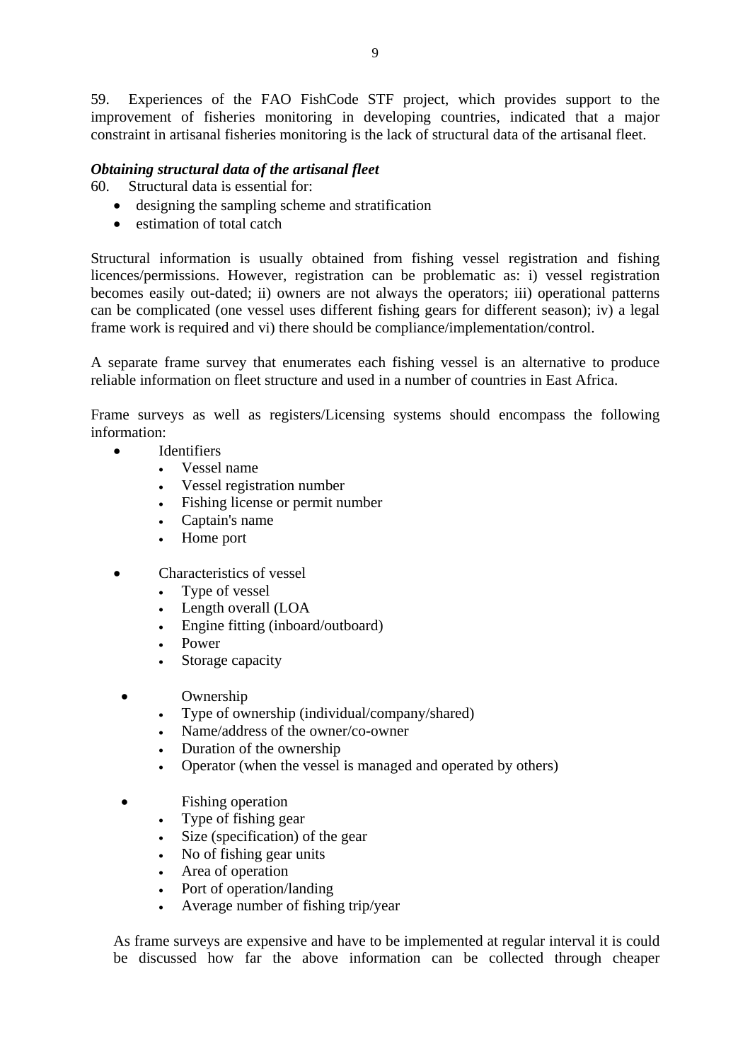59. Experiences of the FAO FishCode STF project, which provides support to the improvement of fisheries monitoring in developing countries, indicated that a major constraint in artisanal fisheries monitoring is the lack of structural data of the artisanal fleet.

***Obtaining structural data of the artisanal fleet***

60. Structural data is essential for:

- designing the sampling scheme and stratification
- estimation of total catch

Structural information is usually obtained from fishing vessel registration and fishing licences/permissions. However, registration can be problematic as: i) vessel registration becomes easily out-dated; ii) owners are not always the operators; iii) operational patterns can be complicated (one vessel uses different fishing gears for different season); iv) a legal frame work is required and vi) there should be compliance/implementation/control.

A separate frame survey that enumerates each fishing vessel is an alternative to produce reliable information on fleet structure and used in a number of countries in East Africa.

Frame surveys as well as registers/Licensing systems should encompass the following information:

- Identifiers
  - Vessel name
  - Vessel registration number
  - Fishing license or permit number
  - Captain's name
  - Home port

- Characteristics of vessel
  - Type of vessel
  - Length overall (LOA
  - Engine fitting (inboard/outboard)
  - Power
  - Storage capacity

- Ownership
  - Type of ownership (individual/company/shared)
  - Name/address of the owner/co-owner
  - Duration of the ownership
  - Operator (when the vessel is managed and operated by others)

- Fishing operation
  - Type of fishing gear
  - Size (specification) of the gear
  - No of fishing gear units
  - Area of operation
  - Port of operation/landing
  - Average number of fishing trip/year

As frame surveys are expensive and have to be implemented at regular interval it is could be discussed how far the above information can be collected through cheaper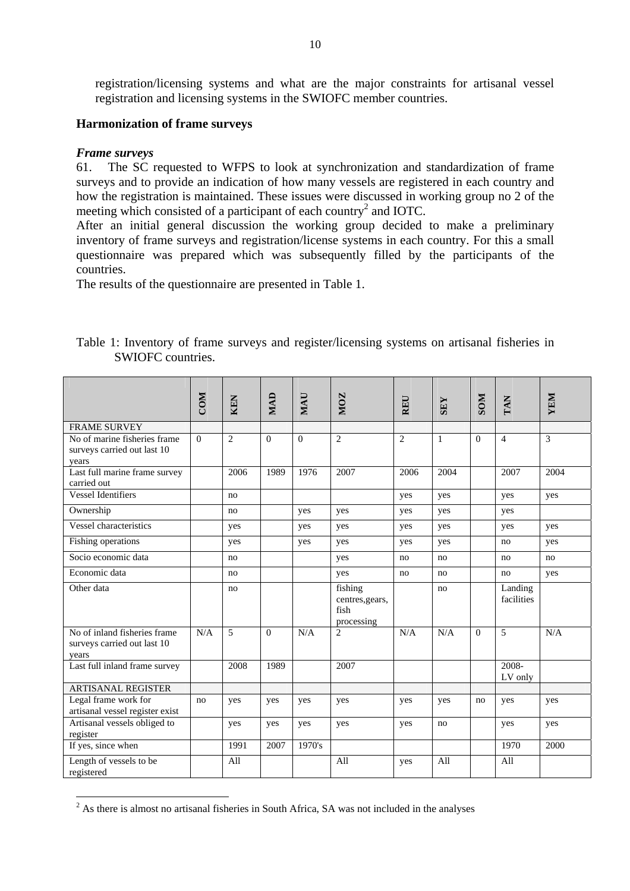registration/licensing systems and what are the major constraints for artisanal vessel registration and licensing systems in the SWIOFC member countries.

### Harmonization of frame surveys

#### *Frame surveys*

61. The SC requested to WFPS to look at synchronization and standardization of frame surveys and to provide an indication of how many vessels are registered in each country and how the registration is maintained. These issues were discussed in working group no 2 of the meeting which consisted of a participant of each country[2] and IOTC.

After an initial general discussion the working group decided to make a preliminary inventory of frame surveys and registration/license systems in each country. For this a small questionnaire was prepared which was subsequently filled by the participants of the countries.

The results of the questionnaire are presented in Table 1.

Table 1: Inventory of frame surveys and register/licensing systems on artisanal fisheries in SWIOFC countries.

| | COM | KEN | MAD | MAU | MOZ | REU | SEY | SOM | TAN | YEM |
|---|---|---|---|---|---|---|---|---|---|---|
| FRAME SURVEY | | | | | | | | | | |
| No of marine fisheries frame surveys carried out last 10 years | 0 | 2 | 0 | 0 | 2 | 2 | 1 | 0 | 4 | 3 |
| Last full marine frame survey carried out | | 2006 | 1989 | 1976 | 2007 | 2006 | 2004 | | 2007 | 2004 |
| Vessel Identifiers | | no | | | | yes | yes | | yes | yes |
| Ownership | | no | | yes | yes | yes | yes | | yes | |
| Vessel characteristics | | yes | | yes | yes | yes | yes | | yes | yes |
| Fishing operations | | yes | | yes | yes | yes | yes | | no | yes |
| Socio economic data | | no | | | yes | no | no | | no | no |
| Economic data | | no | | | yes | no | no | | no | yes |
| Other data | | no | | | fishing centres,gears, fish processing | | no | | Landing facilities | |
| No of inland fisheries frame surveys carried out last 10 years | N/A | 5 | 0 | N/A | 2 | N/A | N/A | 0 | 5 | N/A |
| Last full inland frame survey | | 2008 | 1989 | | 2007 | | | | 2008- LV only | |
| ARTISANAL REGISTER | | | | | | | | | | |
| Legal frame work for artisanal vessel register exist | no | yes | yes | yes | yes | yes | yes | no | yes | yes |
| Artisanal vessels obliged to register | | yes | yes | yes | yes | yes | no | | yes | yes |
| If yes, since when | | 1991 | 2007 | 1970's | | | | | 1970 | 2000 |
| Length of vessels to be registered | | All | | | All | yes | All | | All | |

[2] As there is almost no artisanal fisheries in South Africa, SA was not included in the analyses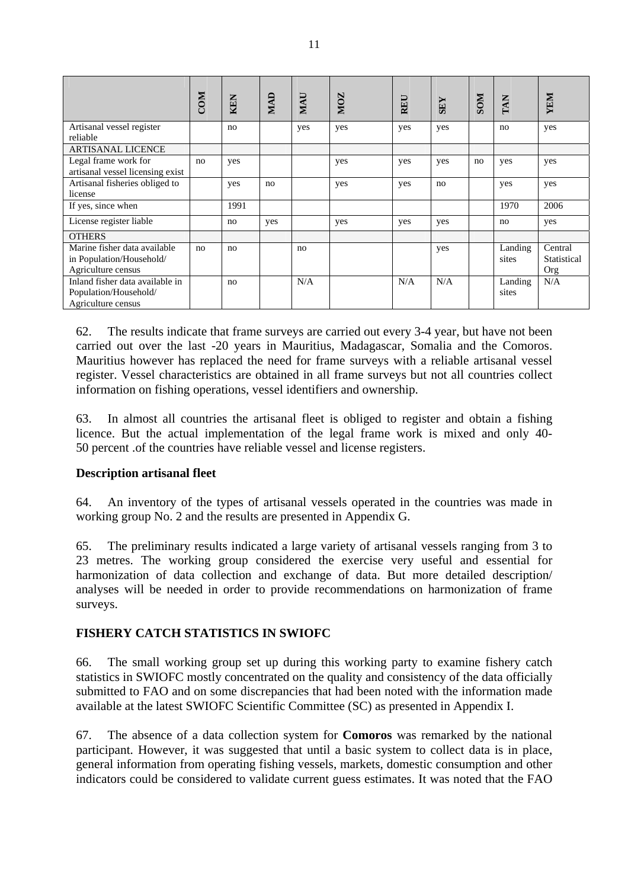| | COM | KEN | MAD | MAU | MOZ | REU | SEY | SOM | TAN | YEM |
|---|---|---|---|---|---|---|---|---|---|---|
| Artisanal vessel register reliable | | no | | yes | yes | yes | yes | | no | yes |
| ARTISANAL LICENCE | | | | | | | | | | |
| Legal frame work for artisanal vessel licensing exist | no | yes | | | yes | yes | yes | no | yes | yes |
| Artisanal fisheries obliged to license | | yes | no | | yes | yes | no | | yes | yes |
| If yes, since when | | 1991 | | | | | | | 1970 | 2006 |
| License register liable | | no | yes | | yes | yes | yes | | no | yes |
| OTHERS | | | | | | | | | | |
| Marine fisher data available in Population/Household/ Agriculture census | no | no | | no | | | yes | | Landing sites | Central Statistical Org |
| Inland fisher data available in Population/Household/ Agriculture census | | no | | N/A | | N/A | N/A | | Landing sites | N/A |

62. The results indicate that frame surveys are carried out every 3-4 year, but have not been carried out over the last -20 years in Mauritius, Madagascar, Somalia and the Comoros. Mauritius however has replaced the need for frame surveys with a reliable artisanal vessel register. Vessel characteristics are obtained in all frame surveys but not all countries collect information on fishing operations, vessel identifiers and ownership.

63. In almost all countries the artisanal fleet is obliged to register and obtain a fishing licence. But the actual implementation of the legal frame work is mixed and only 40-50 percent .of the countries have reliable vessel and license registers.

**Description artisanal fleet**

64. An inventory of the types of artisanal vessels operated in the countries was made in working group No. 2 and the results are presented in Appendix G.

65. The preliminary results indicated a large variety of artisanal vessels ranging from 3 to 23 metres. The working group considered the exercise very useful and essential for harmonization of data collection and exchange of data. But more detailed description/ analyses will be needed in order to provide recommendations on harmonization of frame surveys.

## FISHERY CATCH STATISTICS IN SWIOFC

66. The small working group set up during this working party to examine fishery catch statistics in SWIOFC mostly concentrated on the quality and consistency of the data officially submitted to FAO and on some discrepancies that had been noted with the information made available at the latest SWIOFC Scientific Committee (SC) as presented in Appendix I.

67. The absence of a data collection system for **Comoros** was remarked by the national participant. However, it was suggested that until a basic system to collect data is in place, general information from operating fishing vessels, markets, domestic consumption and other indicators could be considered to validate current guess estimates. It was noted that the FAO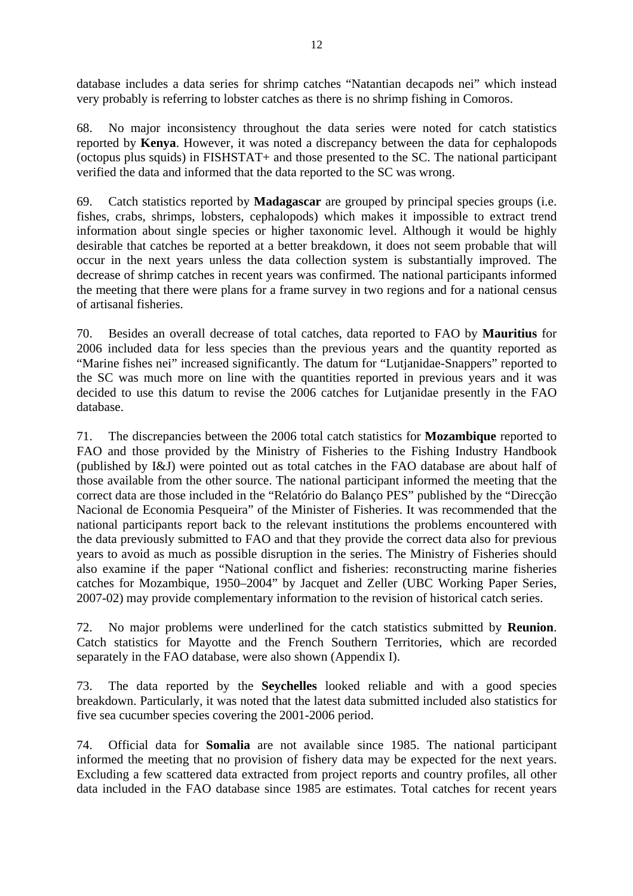database includes a data series for shrimp catches “Natantian decapods nei” which instead very probably is referring to lobster catches as there is no shrimp fishing in Comoros.

68. No major inconsistency throughout the data series were noted for catch statistics reported by **Kenya**. However, it was noted a discrepancy between the data for cephalopods (octopus plus squids) in FISHSTAT+ and those presented to the SC. The national participant verified the data and informed that the data reported to the SC was wrong.

69. Catch statistics reported by **Madagascar** are grouped by principal species groups (i.e. fishes, crabs, shrimps, lobsters, cephalopods) which makes it impossible to extract trend information about single species or higher taxonomic level. Although it would be highly desirable that catches be reported at a better breakdown, it does not seem probable that will occur in the next years unless the data collection system is substantially improved. The decrease of shrimp catches in recent years was confirmed. The national participants informed the meeting that there were plans for a frame survey in two regions and for a national census of artisanal fisheries.

70. Besides an overall decrease of total catches, data reported to FAO by **Mauritius** for 2006 included data for less species than the previous years and the quantity reported as “Marine fishes nei” increased significantly. The datum for “Lutjanidae-Snappers” reported to the SC was much more on line with the quantities reported in previous years and it was decided to use this datum to revise the 2006 catches for Lutjanidae presently in the FAO database.

71. The discrepancies between the 2006 total catch statistics for **Mozambique** reported to FAO and those provided by the Ministry of Fisheries to the Fishing Industry Handbook (published by I&J) were pointed out as total catches in the FAO database are about half of those available from the other source. The national participant informed the meeting that the correct data are those included in the “Relatório do Balanço PES” published by the “Direcção Nacional de Economia Pesqueira” of the Minister of Fisheries. It was recommended that the national participants report back to the relevant institutions the problems encountered with the data previously submitted to FAO and that they provide the correct data also for previous years to avoid as much as possible disruption in the series. The Ministry of Fisheries should also examine if the paper “National conflict and fisheries: reconstructing marine fisheries catches for Mozambique, 1950–2004” by Jacquet and Zeller (UBC Working Paper Series, 2007-02) may provide complementary information to the revision of historical catch series.

72. No major problems were underlined for the catch statistics submitted by **Reunion**. Catch statistics for Mayotte and the French Southern Territories, which are recorded separately in the FAO database, were also shown (Appendix I).

73. The data reported by the **Seychelles** looked reliable and with a good species breakdown. Particularly, it was noted that the latest data submitted included also statistics for five sea cucumber species covering the 2001-2006 period.

74. Official data for **Somalia** are not available since 1985. The national participant informed the meeting that no provision of fishery data may be expected for the next years. Excluding a few scattered data extracted from project reports and country profiles, all other data included in the FAO database since 1985 are estimates. Total catches for recent years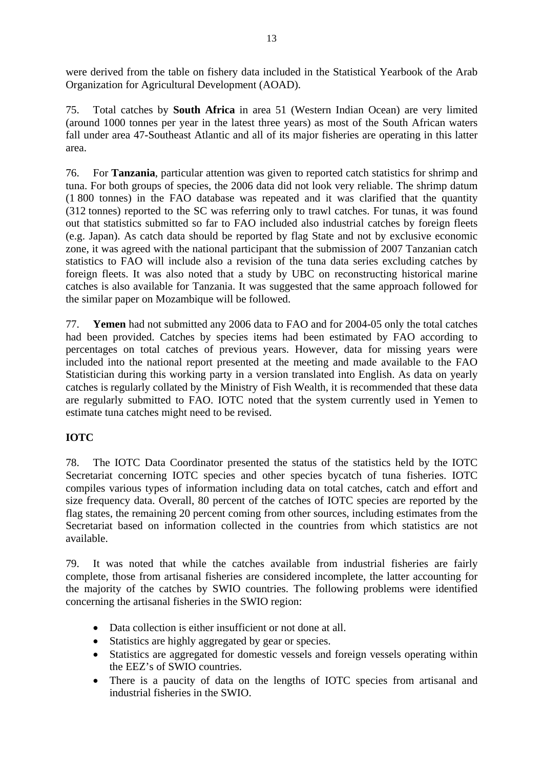were derived from the table on fishery data included in the Statistical Yearbook of the Arab Organization for Agricultural Development (AOAD).

75. Total catches by **South Africa** in area 51 (Western Indian Ocean) are very limited (around 1000 tonnes per year in the latest three years) as most of the South African waters fall under area 47-Southeast Atlantic and all of its major fisheries are operating in this latter area.

76. For **Tanzania**, particular attention was given to reported catch statistics for shrimp and tuna. For both groups of species, the 2006 data did not look very reliable. The shrimp datum (1 800 tonnes) in the FAO database was repeated and it was clarified that the quantity (312 tonnes) reported to the SC was referring only to trawl catches. For tunas, it was found out that statistics submitted so far to FAO included also industrial catches by foreign fleets (e.g. Japan). As catch data should be reported by flag State and not by exclusive economic zone, it was agreed with the national participant that the submission of 2007 Tanzanian catch statistics to FAO will include also a revision of the tuna data series excluding catches by foreign fleets. It was also noted that a study by UBC on reconstructing historical marine catches is also available for Tanzania. It was suggested that the same approach followed for the similar paper on Mozambique will be followed.

77. **Yemen** had not submitted any 2006 data to FAO and for 2004-05 only the total catches had been provided. Catches by species items had been estimated by FAO according to percentages on total catches of previous years. However, data for missing years were included into the national report presented at the meeting and made available to the FAO Statistician during this working party in a version translated into English. As data on yearly catches is regularly collated by the Ministry of Fish Wealth, it is recommended that these data are regularly submitted to FAO. IOTC noted that the system currently used in Yemen to estimate tuna catches might need to be revised.

**IOTC**

78. The IOTC Data Coordinator presented the status of the statistics held by the IOTC Secretariat concerning IOTC species and other species bycatch of tuna fisheries. IOTC compiles various types of information including data on total catches, catch and effort and size frequency data. Overall, 80 percent of the catches of IOTC species are reported by the flag states, the remaining 20 percent coming from other sources, including estimates from the Secretariat based on information collected in the countries from which statistics are not available.

79. It was noted that while the catches available from industrial fisheries are fairly complete, those from artisanal fisheries are considered incomplete, the latter accounting for the majority of the catches by SWIO countries. The following problems were identified concerning the artisanal fisheries in the SWIO region:

- Data collection is either insufficient or not done at all.
- Statistics are highly aggregated by gear or species.
- Statistics are aggregated for domestic vessels and foreign vessels operating within the EEZ's of SWIO countries.
- There is a paucity of data on the lengths of IOTC species from artisanal and industrial fisheries in the SWIO.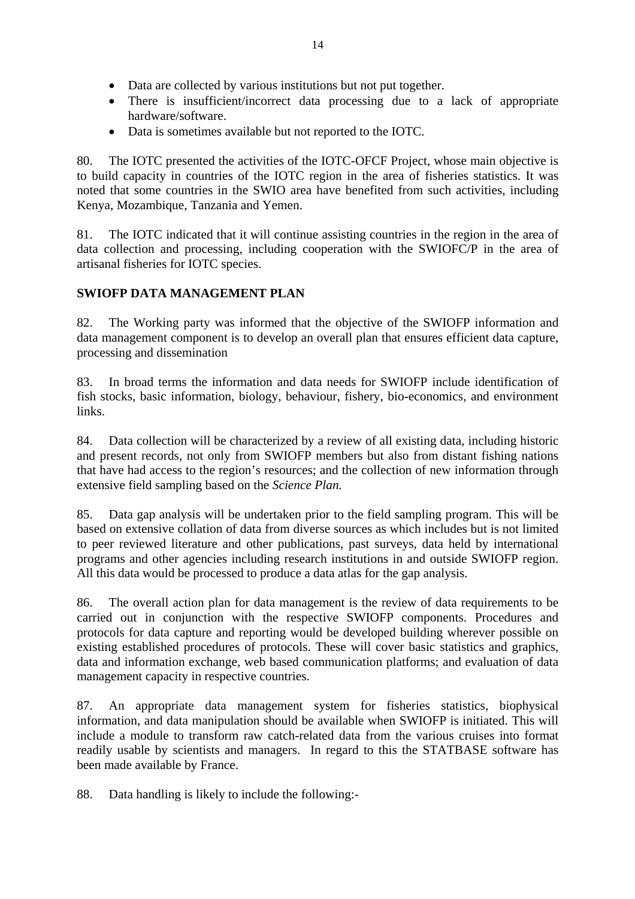- Data are collected by various institutions but not put together.
- There is insufficient/incorrect data processing due to a lack of appropriate hardware/software.
- Data is sometimes available but not reported to the IOTC.

80. The IOTC presented the activities of the IOTC-OFCF Project, whose main objective is to build capacity in countries of the IOTC region in the area of fisheries statistics. It was noted that some countries in the SWIO area have benefited from such activities, including Kenya, Mozambique, Tanzania and Yemen.

81. The IOTC indicated that it will continue assisting countries in the region in the area of data collection and processing, including cooperation with the SWIOFC/P in the area of artisanal fisheries for IOTC species.

**SWIOFP DATA MANAGEMENT PLAN**

82. The Working party was informed that the objective of the SWIOFP information and data management component is to develop an overall plan that ensures efficient data capture, processing and dissemination

83. In broad terms the information and data needs for SWIOFP include identification of fish stocks, basic information, biology, behaviour, fishery, bio-economics, and environment links.

84. Data collection will be characterized by a review of all existing data, including historic and present records, not only from SWIOFP members but also from distant fishing nations that have had access to the region's resources; and the collection of new information through extensive field sampling based on the *Science Plan.*

85. Data gap analysis will be undertaken prior to the field sampling program. This will be based on extensive collation of data from diverse sources as which includes but is not limited to peer reviewed literature and other publications, past surveys, data held by international programs and other agencies including research institutions in and outside SWIOFP region. All this data would be processed to produce a data atlas for the gap analysis.

86. The overall action plan for data management is the review of data requirements to be carried out in conjunction with the respective SWIOFP components. Procedures and protocols for data capture and reporting would be developed building wherever possible on existing established procedures of protocols. These will cover basic statistics and graphics, data and information exchange, web based communication platforms; and evaluation of data management capacity in respective countries.

87. An appropriate data management system for fisheries statistics, biophysical information, and data manipulation should be available when SWIOFP is initiated. This will include a module to transform raw catch-related data from the various cruises into format readily usable by scientists and managers. In regard to this the STATBASE software has been made available by France.

88. Data handling is likely to include the following:-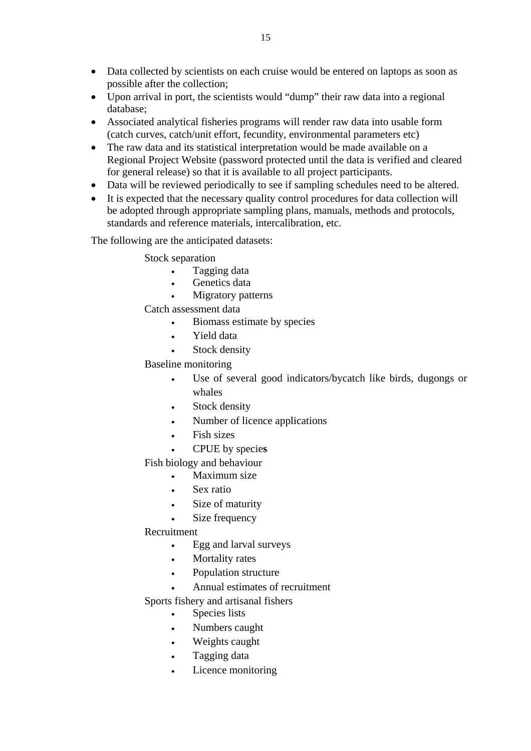- Data collected by scientists on each cruise would be entered on laptops as soon as possible after the collection;
- Upon arrival in port, the scientists would "dump" their raw data into a regional database;
- Associated analytical fisheries programs will render raw data into usable form (catch curves, catch/unit effort, fecundity, environmental parameters etc)
- The raw data and its statistical interpretation would be made available on a Regional Project Website (password protected until the data is verified and cleared for general release) so that it is available to all project participants.
- Data will be reviewed periodically to see if sampling schedules need to be altered.
- It is expected that the necessary quality control procedures for data collection will be adopted through appropriate sampling plans, manuals, methods and protocols, standards and reference materials, intercalibration, etc.

The following are the anticipated datasets:

Stock separation

- Tagging data
- Genetics data
- Migratory patterns

Catch assessment data

- Biomass estimate by species
- Yield data
- Stock density

Baseline monitoring

- Use of several good indicators/bycatch like birds, dugongs or whales
- Stock density
- Number of licence applications
- Fish sizes
- CPUE by species

Fish biology and behaviour

- Maximum size
- Sex ratio
- Size of maturity
- Size frequency

Recruitment

- Egg and larval surveys
- Mortality rates
- Population structure
- Annual estimates of recruitment

Sports fishery and artisanal fishers

- Species lists
- Numbers caught
- Weights caught
- Tagging data
- Licence monitoring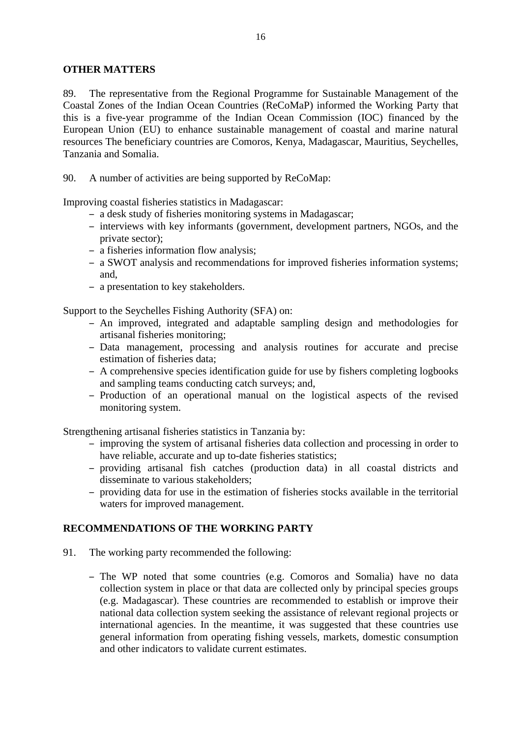## OTHER MATTERS

89. The representative from the Regional Programme for Sustainable Management of the Coastal Zones of the Indian Ocean Countries (ReCoMaP) informed the Working Party that this is a five-year programme of the Indian Ocean Commission (IOC) financed by the European Union (EU) to enhance sustainable management of coastal and marine natural resources The beneficiary countries are Comoros, Kenya, Madagascar, Mauritius, Seychelles, Tanzania and Somalia.

90. A number of activities are being supported by ReCoMap:

Improving coastal fisheries statistics in Madagascar:

- a desk study of fisheries monitoring systems in Madagascar;
- interviews with key informants (government, development partners, NGOs, and the private sector);
- a fisheries information flow analysis;
- a SWOT analysis and recommendations for improved fisheries information systems; and,
- a presentation to key stakeholders.

Support to the Seychelles Fishing Authority (SFA) on:

- An improved, integrated and adaptable sampling design and methodologies for artisanal fisheries monitoring;
- Data management, processing and analysis routines for accurate and precise estimation of fisheries data;
- A comprehensive species identification guide for use by fishers completing logbooks and sampling teams conducting catch surveys; and,
- Production of an operational manual on the logistical aspects of the revised monitoring system.

Strengthening artisanal fisheries statistics in Tanzania by:

- improving the system of artisanal fisheries data collection and processing in order to have reliable, accurate and up to-date fisheries statistics;
- providing artisanal fish catches (production data) in all coastal districts and disseminate to various stakeholders;
- providing data for use in the estimation of fisheries stocks available in the territorial waters for improved management.

## RECOMMENDATIONS OF THE WORKING PARTY

91. The working party recommended the following:

- The WP noted that some countries (e.g. Comoros and Somalia) have no data collection system in place or that data are collected only by principal species groups (e.g. Madagascar). These countries are recommended to establish or improve their national data collection system seeking the assistance of relevant regional projects or international agencies. In the meantime, it was suggested that these countries use general information from operating fishing vessels, markets, domestic consumption and other indicators to validate current estimates.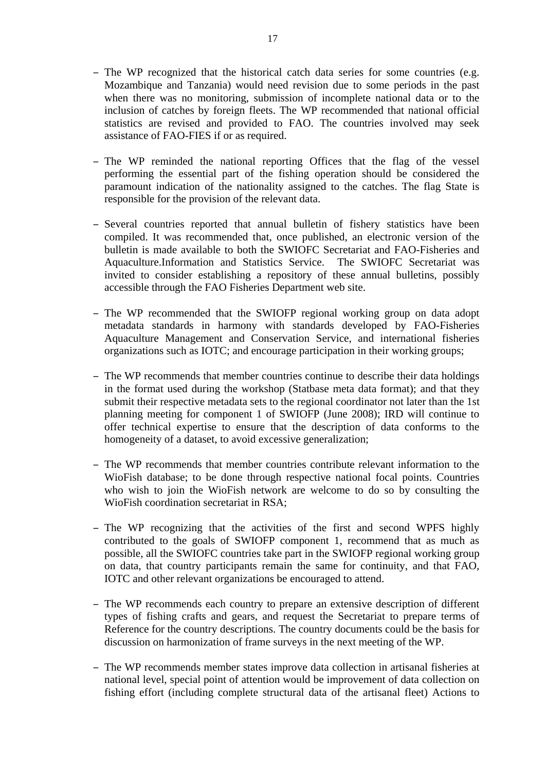- The WP recognized that the historical catch data series for some countries (e.g. Mozambique and Tanzania) would need revision due to some periods in the past when there was no monitoring, submission of incomplete national data or to the inclusion of catches by foreign fleets. The WP recommended that national official statistics are revised and provided to FAO. The countries involved may seek assistance of FAO-FIES if or as required.

- The WP reminded the national reporting Offices that the flag of the vessel performing the essential part of the fishing operation should be considered the paramount indication of the nationality assigned to the catches. The flag State is responsible for the provision of the relevant data.

- Several countries reported that annual bulletin of fishery statistics have been compiled. It was recommended that, once published, an electronic version of the bulletin is made available to both the SWIOFC Secretariat and FAO-Fisheries and Aquaculture.Information and Statistics Service. The SWIOFC Secretariat was invited to consider establishing a repository of these annual bulletins, possibly accessible through the FAO Fisheries Department web site.

- The WP recommended that the SWIOFP regional working group on data adopt metadata standards in harmony with standards developed by FAO-Fisheries Aquaculture Management and Conservation Service, and international fisheries organizations such as IOTC; and encourage participation in their working groups;

- The WP recommends that member countries continue to describe their data holdings in the format used during the workshop (Statbase meta data format); and that they submit their respective metadata sets to the regional coordinator not later than the 1st planning meeting for component 1 of SWIOFP (June 2008); IRD will continue to offer technical expertise to ensure that the description of data conforms to the homogeneity of a dataset, to avoid excessive generalization;

- The WP recommends that member countries contribute relevant information to the WioFish database; to be done through respective national focal points. Countries who wish to join the WioFish network are welcome to do so by consulting the WioFish coordination secretariat in RSA;

- The WP recognizing that the activities of the first and second WPFS highly contributed to the goals of SWIOFP component 1, recommend that as much as possible, all the SWIOFC countries take part in the SWIOFP regional working group on data, that country participants remain the same for continuity, and that FAO, IOTC and other relevant organizations be encouraged to attend.

- The WP recommends each country to prepare an extensive description of different types of fishing crafts and gears, and request the Secretariat to prepare terms of Reference for the country descriptions. The country documents could be the basis for discussion on harmonization of frame surveys in the next meeting of the WP.

- The WP recommends member states improve data collection in artisanal fisheries at national level, special point of attention would be improvement of data collection on fishing effort (including complete structural data of the artisanal fleet) Actions to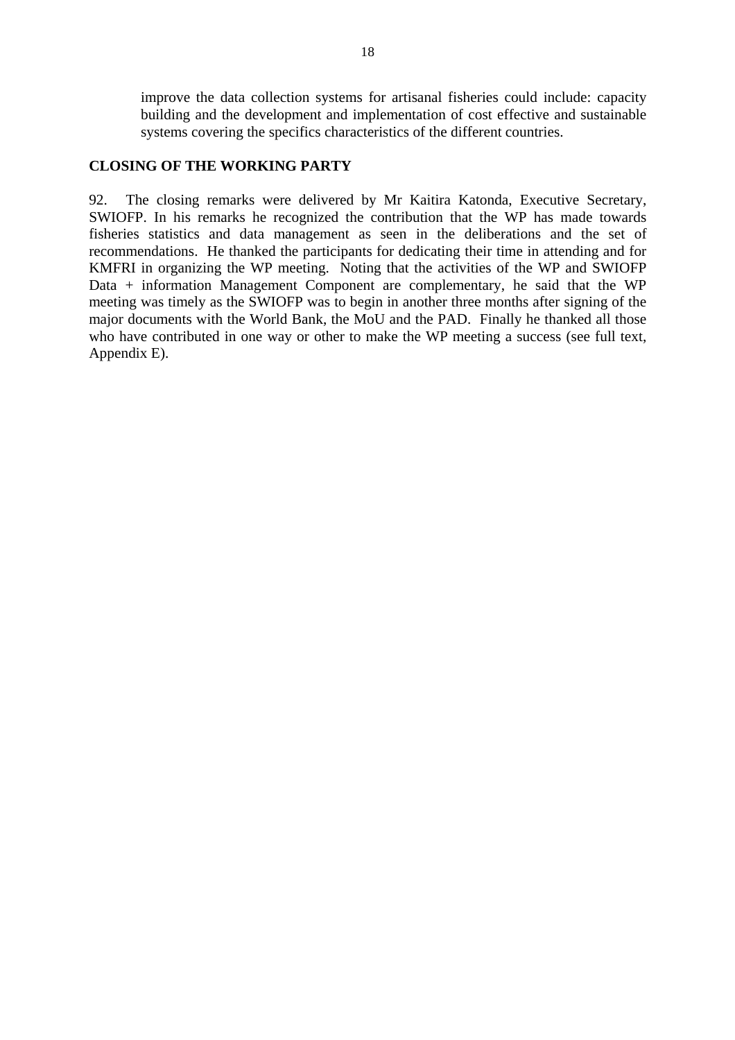improve the data collection systems for artisanal fisheries could include: capacity building and the development and implementation of cost effective and sustainable systems covering the specifics characteristics of the different countries.

## CLOSING OF THE WORKING PARTY

92. The closing remarks were delivered by Mr Kaitira Katonda, Executive Secretary, SWIOFP. In his remarks he recognized the contribution that the WP has made towards fisheries statistics and data management as seen in the deliberations and the set of recommendations. He thanked the participants for dedicating their time in attending and for KMFRI in organizing the WP meeting. Noting that the activities of the WP and SWIOFP Data + information Management Component are complementary, he said that the WP meeting was timely as the SWIOFP was to begin in another three months after signing of the major documents with the World Bank, the MoU and the PAD. Finally he thanked all those who have contributed in one way or other to make the WP meeting a success (see full text, Appendix E).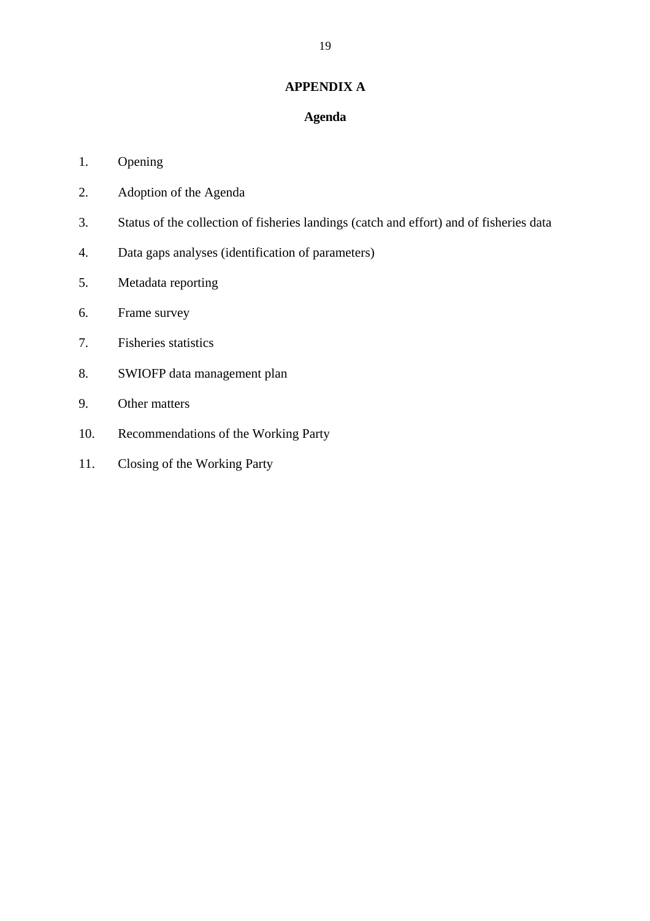# APPENDIX A

## Agenda

1. Opening
2. Adoption of the Agenda
3. Status of the collection of fisheries landings (catch and effort) and of fisheries data
4. Data gaps analyses (identification of parameters)
5. Metadata reporting
6. Frame survey
7. Fisheries statistics
8. SWIOFP data management plan
9. Other matters
10. Recommendations of the Working Party
11. Closing of the Working Party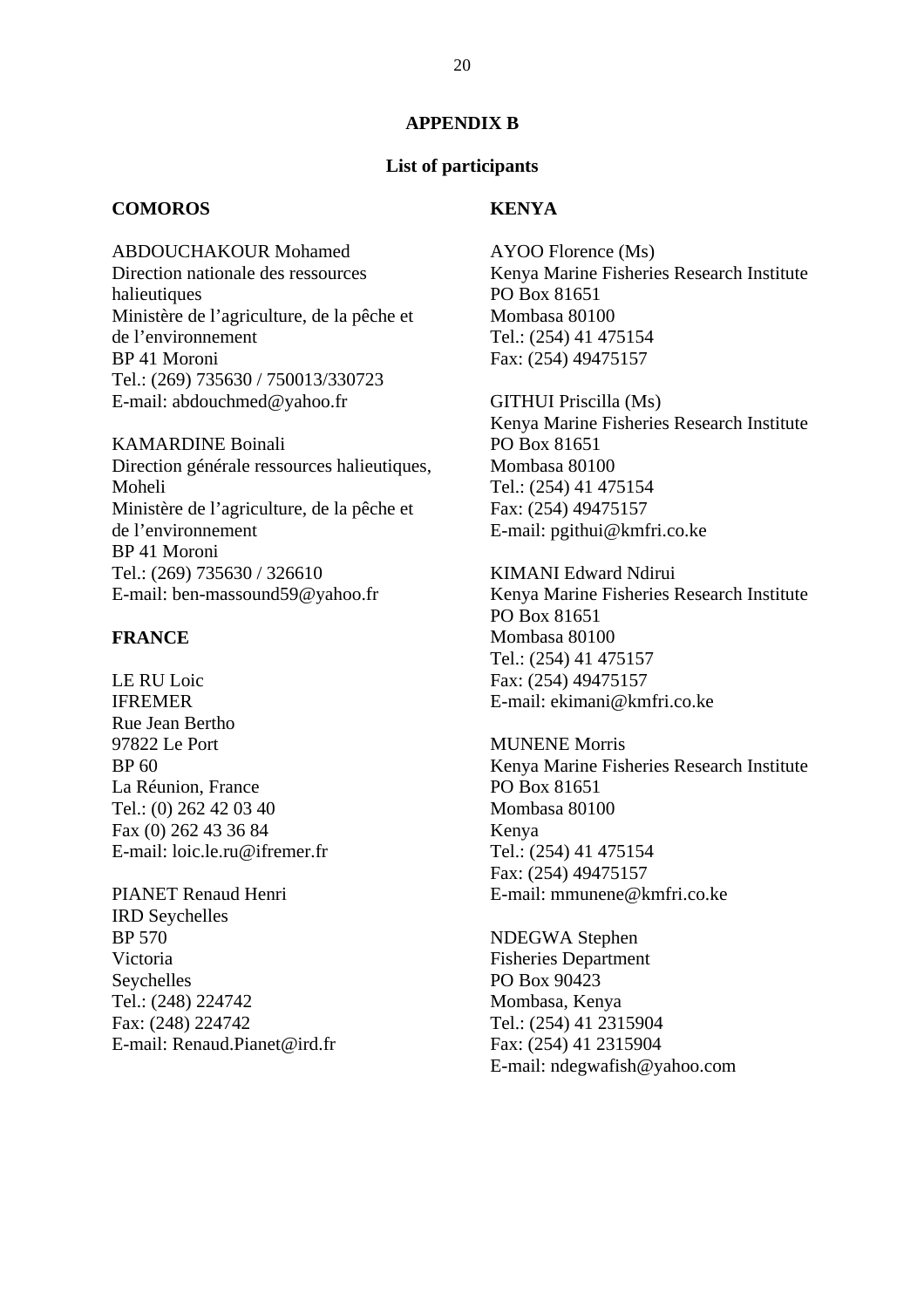## APPENDIX B

### List of participants

**COMOROS**

ABDOUCHAKOUR Mohamed
Direction nationale des ressources halieutiques
Ministère de l'agriculture, de la pêche et de l'environnement
BP 41 Moroni
Tel.: (269) 735630 / 750013/330723
E-mail: abdouchmed@yahoo.fr

KAMARDINE Boinali
Direction générale ressources halieutiques, Moheli
Ministère de l'agriculture, de la pêche et de l'environnement
BP 41 Moroni
Tel.: (269) 735630 / 326610
E-mail: ben-massound59@yahoo.fr

**FRANCE**

LE RU Loic
IFREMER
Rue Jean Bertho
97822 Le Port
BP 60
La Réunion, France
Tel.: (0) 262 42 03 40
Fax (0) 262 43 36 84
E-mail: loic.le.ru@ifremer.fr

PIANET Renaud Henri
IRD Seychelles
BP 570
Victoria
Seychelles
Tel.: (248) 224742
Fax: (248) 224742
E-mail: Renaud.Pianet@ird.fr

**KENYA**

AYOO Florence (Ms)
Kenya Marine Fisheries Research Institute
PO Box 81651
Mombasa 80100
Tel.: (254) 41 475154
Fax: (254) 49475157

GITHUI Priscilla (Ms)
Kenya Marine Fisheries Research Institute
PO Box 81651
Mombasa 80100
Tel.: (254) 41 475154
Fax: (254) 49475157
E-mail: pgithui@kmfri.co.ke

KIMANI Edward Ndirui
Kenya Marine Fisheries Research Institute
PO Box 81651
Mombasa 80100
Tel.: (254) 41 475157
Fax: (254) 49475157
E-mail: ekimani@kmfri.co.ke

MUNENE Morris
Kenya Marine Fisheries Research Institute
PO Box 81651
Mombasa 80100
Kenya
Tel.: (254) 41 475154
Fax: (254) 49475157
E-mail: mmunene@kmfri.co.ke

NDEGWA Stephen
Fisheries Department
PO Box 90423
Mombasa, Kenya
Tel.: (254) 41 2315904
Fax: (254) 41 2315904
E-mail: ndegwafish@yahoo.com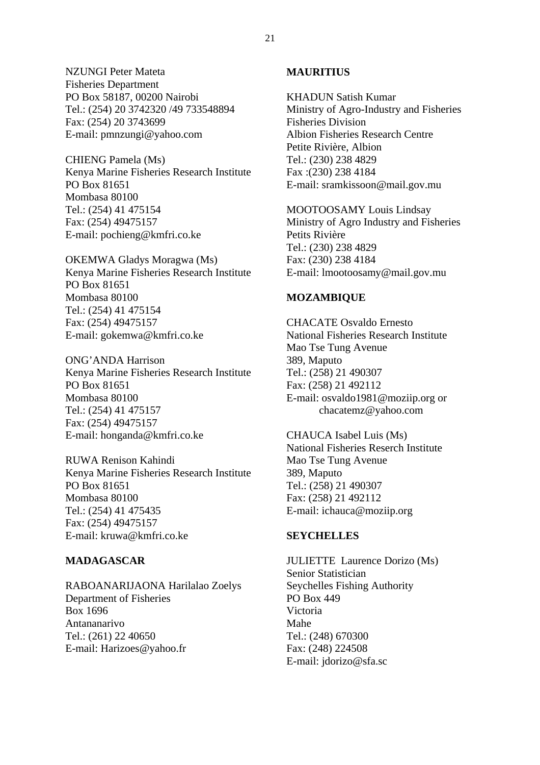NZUNGI Peter Mateta
Fisheries Department
PO Box 58187, 00200 Nairobi
Tel.: (254) 20 3742320 /49 733548894
Fax: (254) 20 3743699
E-mail: pmnzungi@yahoo.com

CHIENG Pamela (Ms)
Kenya Marine Fisheries Research Institute
PO Box 81651
Mombasa 80100
Tel.: (254) 41 475154
Fax: (254) 49475157
E-mail: pochieng@kmfri.co.ke

OKEMWA Gladys Moragwa (Ms)
Kenya Marine Fisheries Research Institute
PO Box 81651
Mombasa 80100
Tel.: (254) 41 475154
Fax: (254) 49475157
E-mail: gokemwa@kmfri.co.ke

ONG'ANDA Harrison
Kenya Marine Fisheries Research Institute
PO Box 81651
Mombasa 80100
Tel.: (254) 41 475157
Fax: (254) 49475157
E-mail: honganda@kmfri.co.ke

RUWA Renison Kahindi
Kenya Marine Fisheries Research Institute
PO Box 81651
Mombasa 80100
Tel.: (254) 41 475435
Fax: (254) 49475157
E-mail: kruwa@kmfri.co.ke

**MADAGASCAR**

RABOANARIJAONA Harilalao Zoelys
Department of Fisheries
Box 1696
Antananarivo
Tel.: (261) 22 40650
E-mail: Harizoes@yahoo.fr

**MAURITIUS**

KHADUN Satish Kumar
Ministry of Agro-Industry and Fisheries
Fisheries Division
Albion Fisheries Research Centre
Petite Rivière, Albion
Tel.: (230) 238 4829
Fax :(230) 238 4184
E-mail: sramkissoon@mail.gov.mu

MOOTOOSAMY Louis Lindsay
Ministry of Agro Industry and Fisheries
Petits Rivière
Tel.: (230) 238 4829
Fax: (230) 238 4184
E-mail: lmootoosamy@mail.gov.mu

**MOZAMBIQUE**

CHACATE Osvaldo Ernesto
National Fisheries Research Institute
Mao Tse Tung Avenue
389, Maputo
Tel.: (258) 21 490307
Fax: (258) 21 492112
E-mail: osvaldo1981@moziip.org or
chacatemz@yahoo.com

CHAUCA Isabel Luis (Ms)
National Fisheries Reserch Institute
Mao Tse Tung Avenue
389, Maputo
Tel.: (258) 21 490307
Fax: (258) 21 492112
E-mail: ichauca@moziip.org

**SEYCHELLES**

JULIETTE Laurence Dorizo (Ms)
Senior Statistician
Seychelles Fishing Authority
PO Box 449
Victoria
Mahe
Tel.: (248) 670300
Fax: (248) 224508
E-mail: jdorizo@sfa.sc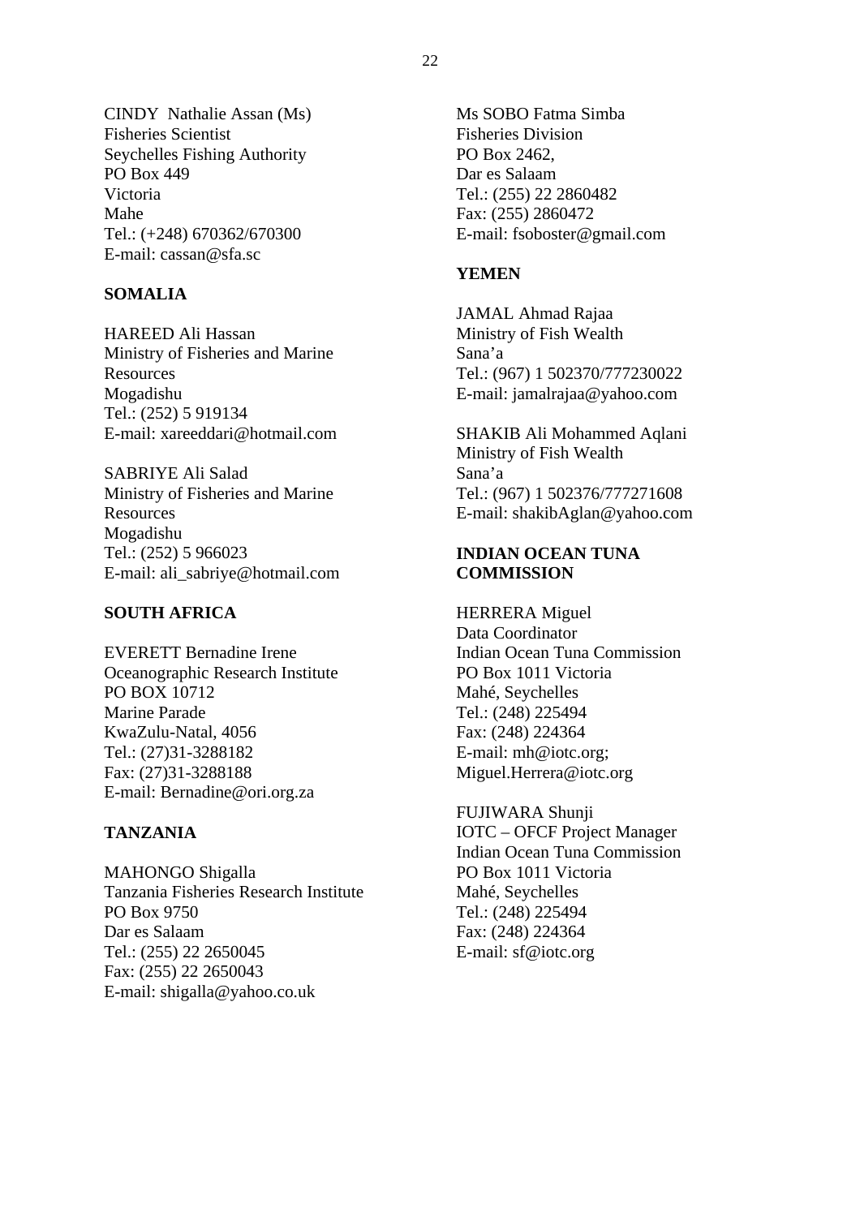CINDY Nathalie Assan (Ms)
Fisheries Scientist
Seychelles Fishing Authority
PO Box 449
Victoria
Mahe
Tel.: (+248) 670362/670300
E-mail: cassan@sfa.sc

**SOMALIA**

HAREED Ali Hassan
Ministry of Fisheries and Marine Resources
Mogadishu
Tel.: (252) 5 919134
E-mail: xareeddari@hotmail.com

SABRIYE Ali Salad
Ministry of Fisheries and Marine Resources
Mogadishu
Tel.: (252) 5 966023
E-mail: ali_sabriye@hotmail.com

**SOUTH AFRICA**

EVERETT Bernadine Irene
Oceanographic Research Institute
PO BOX 10712
Marine Parade
KwaZulu-Natal, 4056
Tel.: (27)31-3288182
Fax: (27)31-3288188
E-mail: Bernadine@ori.org.za

**TANZANIA**

MAHONGO Shigalla
Tanzania Fisheries Research Institute
PO Box 9750
Dar es Salaam
Tel.: (255) 22 2650045
Fax: (255) 22 2650043
E-mail: shigalla@yahoo.co.uk

Ms SOBO Fatma Simba
Fisheries Division
PO Box 2462,
Dar es Salaam
Tel.: (255) 22 2860482
Fax: (255) 2860472
E-mail: fsoboster@gmail.com

**YEMEN**

JAMAL Ahmad Rajaa
Ministry of Fish Wealth
Sana'a
Tel.: (967) 1 502370/777230022
E-mail: jamalrajaa@yahoo.com

SHAKIB Ali Mohammed Aqlani
Ministry of Fish Wealth
Sana'a
Tel.: (967) 1 502376/777271608
E-mail: shakibAglan@yahoo.com

**INDIAN OCEAN TUNA COMMISSION**

HERRERA Miguel
Data Coordinator
Indian Ocean Tuna Commission
PO Box 1011 Victoria
Mahé, Seychelles
Tel.: (248) 225494
Fax: (248) 224364
E-mail: mh@iotc.org; Miguel.Herrera@iotc.org

FUJIWARA Shunji
IOTC – OFCF Project Manager
Indian Ocean Tuna Commission
PO Box 1011 Victoria
Mahé, Seychelles
Tel.: (248) 225494
Fax: (248) 224364
E-mail: sf@iotc.org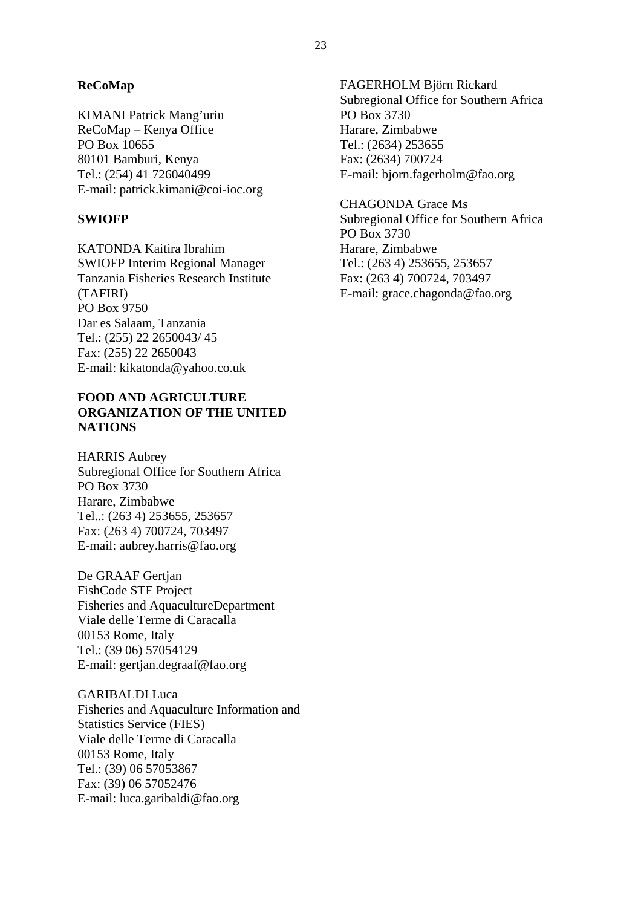**ReCoMap**

KIMANI Patrick Mang'uriu
ReCoMap – Kenya Office
PO Box 10655
80101 Bamburi, Kenya
Tel.: (254) 41 726040499
E-mail: patrick.kimani@coi-ioc.org

**SWIOFP**

KATONDA Kaitira Ibrahim
SWIOFP Interim Regional Manager
Tanzania Fisheries Research Institute (TAFIRI)
PO Box 9750
Dar es Salaam, Tanzania
Tel.: (255) 22 2650043/ 45
Fax: (255) 22 2650043
E-mail: kikatonda@yahoo.co.uk

**FOOD AND AGRICULTURE ORGANIZATION OF THE UNITED NATIONS**

HARRIS Aubrey
Subregional Office for Southern Africa
PO Box 3730
Harare, Zimbabwe
Tel..: (263 4) 253655, 253657
Fax: (263 4) 700724, 703497
E-mail: aubrey.harris@fao.org

De GRAAF Gertjan
FishCode STF Project
Fisheries and AquacultureDepartment
Viale delle Terme di Caracalla
00153 Rome, Italy
Tel.: (39 06) 57054129
E-mail: gertjan.degraaf@fao.org

GARIBALDI Luca
Fisheries and Aquaculture Information and Statistics Service (FIES)
Viale delle Terme di Caracalla
00153 Rome, Italy
Tel.: (39) 06 57053867
Fax: (39) 06 57052476
E-mail: luca.garibaldi@fao.org

FAGERHOLM Björn Rickard
Subregional Office for Southern Africa
PO Box 3730
Harare, Zimbabwe
Tel.: (2634) 253655
Fax: (2634) 700724
E-mail: bjorn.fagerholm@fao.org

CHAGONDA Grace Ms
Subregional Office for Southern Africa
PO Box 3730
Harare, Zimbabwe
Tel.: (263 4) 253655, 253657
Fax: (263 4) 700724, 703497
E-mail: grace.chagonda@fao.org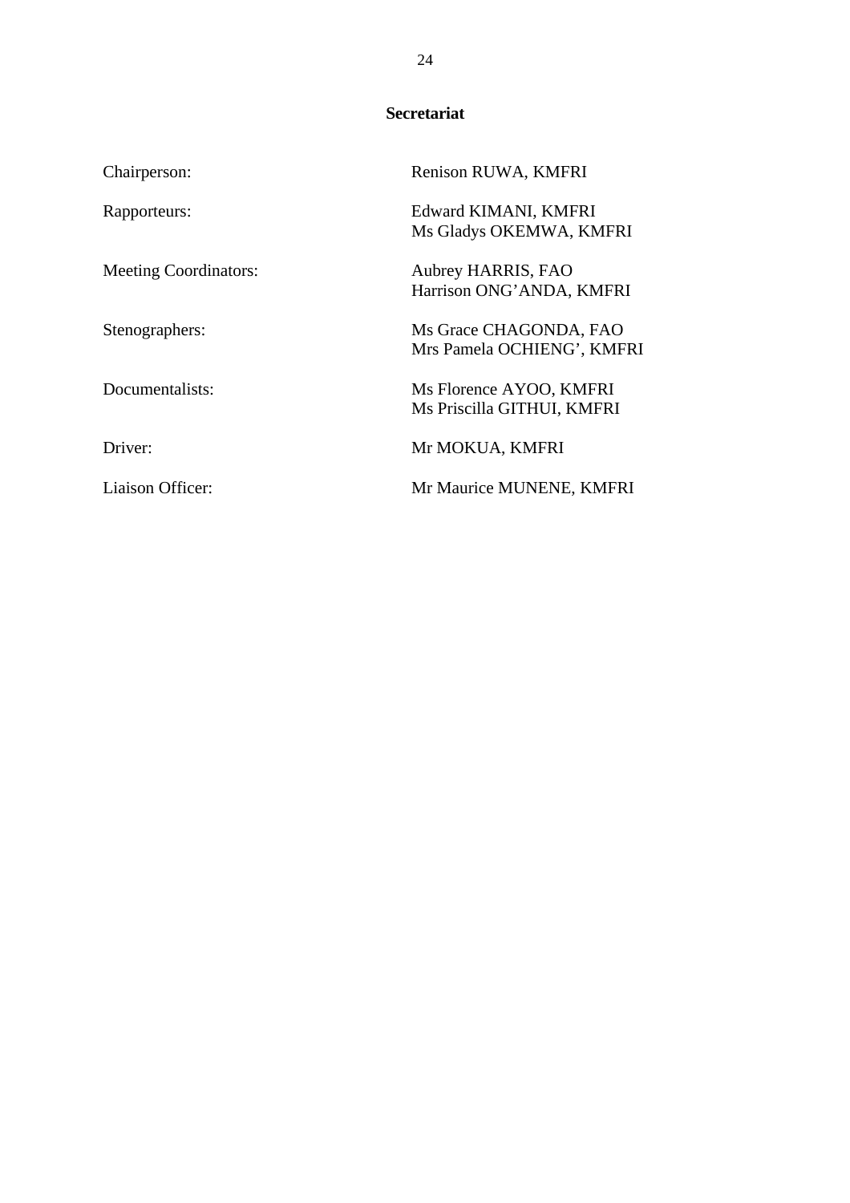## Secretariat

| | |
|---|---|
| Chairperson: | Renison RUWA, KMFRI |
| Rapporteurs: | Edward KIMANI, KMFRI<br>Ms Gladys OKEMWA, KMFRI |
| Meeting Coordinators: | Aubrey HARRIS, FAO<br>Harrison ONG'ANDA, KMFRI |
| Stenographers: | Ms Grace CHAGONDA, FAO<br>Mrs Pamela OCHIENG', KMFRI |
| Documentalists: | Ms Florence AYOO, KMFRI<br>Ms Priscilla GITHUI, KMFRI |
| Driver: | Mr MOKUA, KMFRI |
| Liaison Officer: | Mr Maurice MUNENE, KMFRI |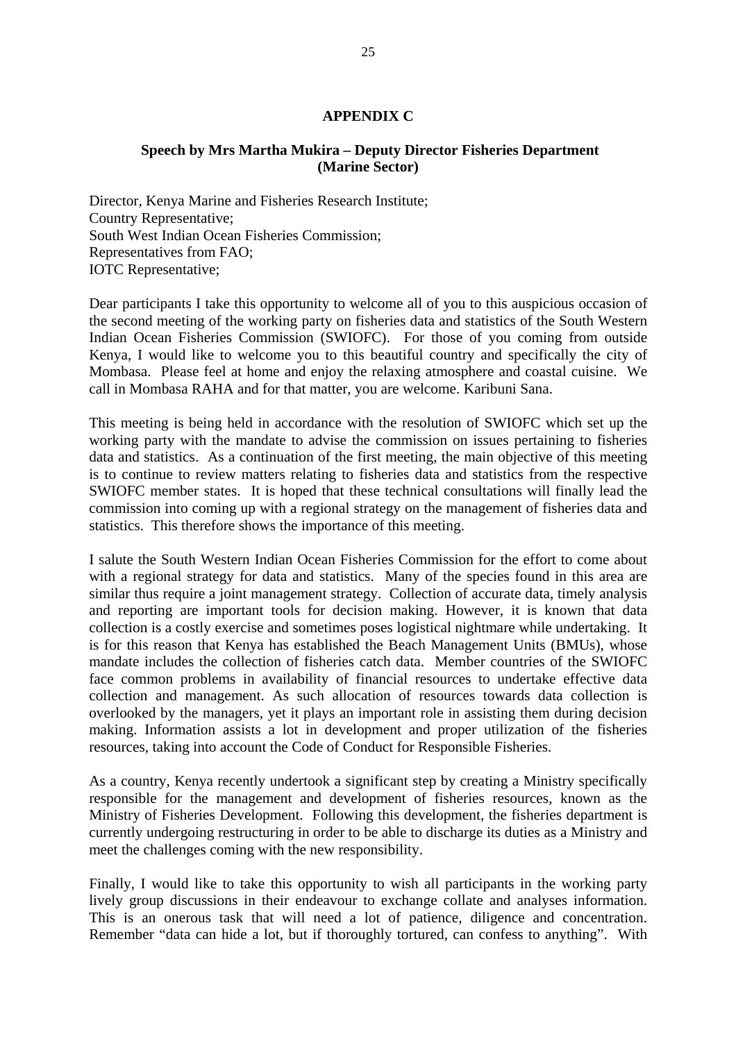## APPENDIX C

### Speech by Mrs Martha Mukira – Deputy Director Fisheries Department (Marine Sector)

Director, Kenya Marine and Fisheries Research Institute;
Country Representative;
South West Indian Ocean Fisheries Commission;
Representatives from FAO;
IOTC Representative;

Dear participants I take this opportunity to welcome all of you to this auspicious occasion of the second meeting of the working party on fisheries data and statistics of the South Western Indian Ocean Fisheries Commission (SWIOFC). For those of you coming from outside Kenya, I would like to welcome you to this beautiful country and specifically the city of Mombasa. Please feel at home and enjoy the relaxing atmosphere and coastal cuisine. We call in Mombasa RAHA and for that matter, you are welcome. Karibuni Sana.

This meeting is being held in accordance with the resolution of SWIOFC which set up the working party with the mandate to advise the commission on issues pertaining to fisheries data and statistics. As a continuation of the first meeting, the main objective of this meeting is to continue to review matters relating to fisheries data and statistics from the respective SWIOFC member states. It is hoped that these technical consultations will finally lead the commission into coming up with a regional strategy on the management of fisheries data and statistics. This therefore shows the importance of this meeting.

I salute the South Western Indian Ocean Fisheries Commission for the effort to come about with a regional strategy for data and statistics. Many of the species found in this area are similar thus require a joint management strategy. Collection of accurate data, timely analysis and reporting are important tools for decision making. However, it is known that data collection is a costly exercise and sometimes poses logistical nightmare while undertaking. It is for this reason that Kenya has established the Beach Management Units (BMUs), whose mandate includes the collection of fisheries catch data. Member countries of the SWIOFC face common problems in availability of financial resources to undertake effective data collection and management. As such allocation of resources towards data collection is overlooked by the managers, yet it plays an important role in assisting them during decision making. Information assists a lot in development and proper utilization of the fisheries resources, taking into account the Code of Conduct for Responsible Fisheries.

As a country, Kenya recently undertook a significant step by creating a Ministry specifically responsible for the management and development of fisheries resources, known as the Ministry of Fisheries Development. Following this development, the fisheries department is currently undergoing restructuring in order to be able to discharge its duties as a Ministry and meet the challenges coming with the new responsibility.

Finally, I would like to take this opportunity to wish all participants in the working party lively group discussions in their endeavour to exchange collate and analyses information. This is an onerous task that will need a lot of patience, diligence and concentration. Remember "data can hide a lot, but if thoroughly tortured, can confess to anything". With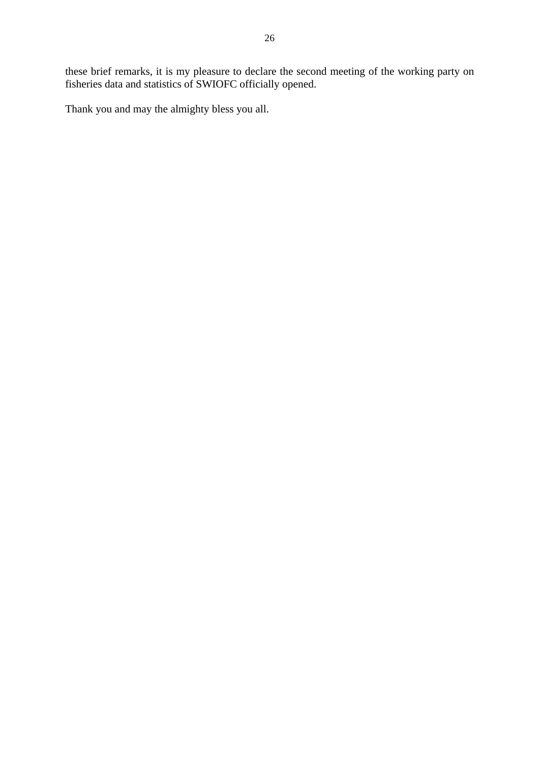these brief remarks, it is my pleasure to declare the second meeting of the working party on fisheries data and statistics of SWIOFC officially opened.

Thank you and may the almighty bless you all.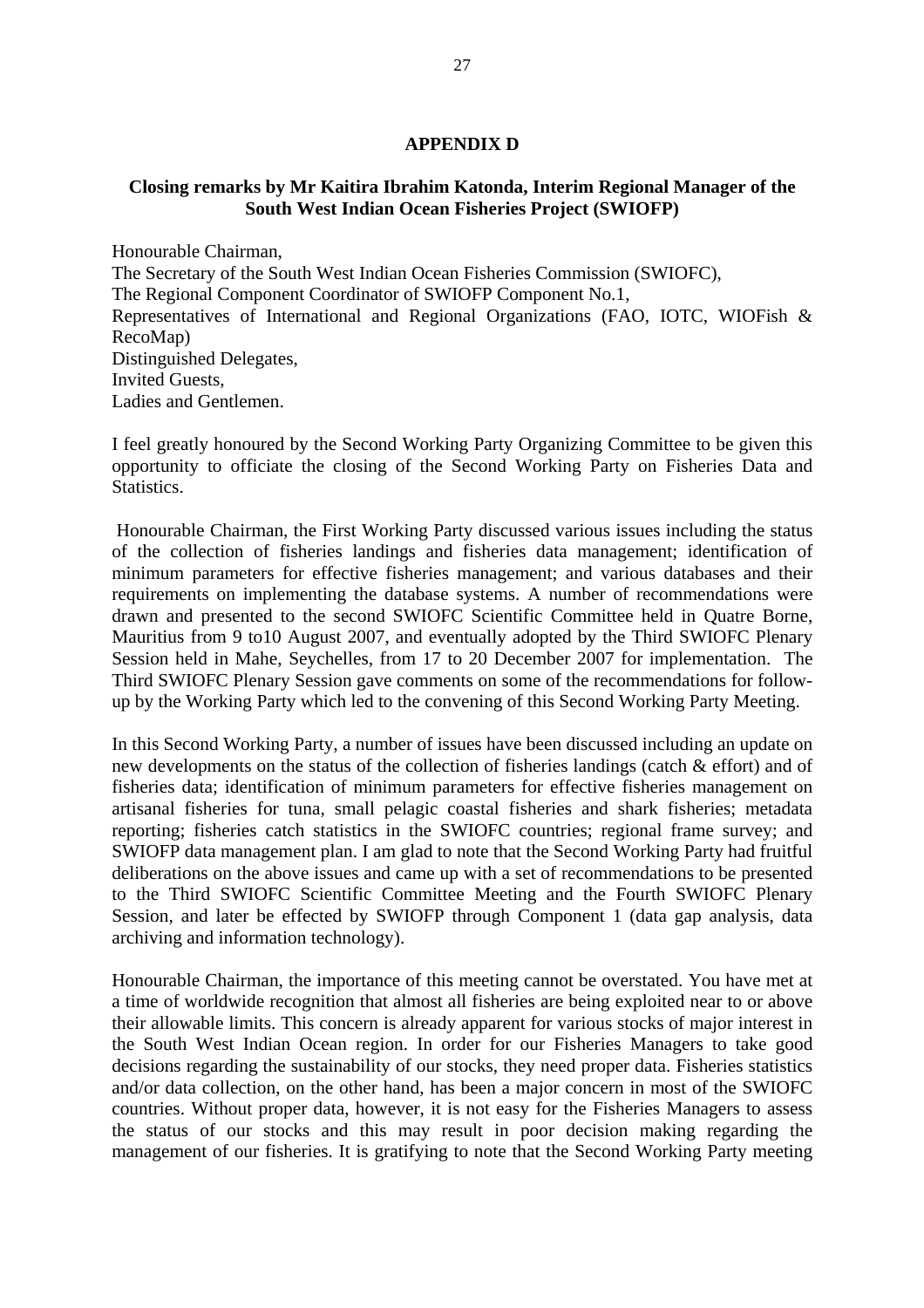## APPENDIX D

### Closing remarks by Mr Kaitira Ibrahim Katonda, Interim Regional Manager of the South West Indian Ocean Fisheries Project (SWIOFP)

Honourable Chairman,
The Secretary of the South West Indian Ocean Fisheries Commission (SWIOFC),
The Regional Component Coordinator of SWIOFP Component No.1,
Representatives of International and Regional Organizations (FAO, IOTC, WIOFish & RecoMap)
Distinguished Delegates,
Invited Guests,
Ladies and Gentlemen.

I feel greatly honoured by the Second Working Party Organizing Committee to be given this opportunity to officiate the closing of the Second Working Party on Fisheries Data and Statistics.

Honourable Chairman, the First Working Party discussed various issues including the status of the collection of fisheries landings and fisheries data management; identification of minimum parameters for effective fisheries management; and various databases and their requirements on implementing the database systems. A number of recommendations were drawn and presented to the second SWIOFC Scientific Committee held in Quatre Borne, Mauritius from 9 to10 August 2007, and eventually adopted by the Third SWIOFC Plenary Session held in Mahe, Seychelles, from 17 to 20 December 2007 for implementation. The Third SWIOFC Plenary Session gave comments on some of the recommendations for follow-up by the Working Party which led to the convening of this Second Working Party Meeting.

In this Second Working Party, a number of issues have been discussed including an update on new developments on the status of the collection of fisheries landings (catch & effort) and of fisheries data; identification of minimum parameters for effective fisheries management on artisanal fisheries for tuna, small pelagic coastal fisheries and shark fisheries; metadata reporting; fisheries catch statistics in the SWIOFC countries; regional frame survey; and SWIOFP data management plan. I am glad to note that the Second Working Party had fruitful deliberations on the above issues and came up with a set of recommendations to be presented to the Third SWIOFC Scientific Committee Meeting and the Fourth SWIOFC Plenary Session, and later be effected by SWIOFP through Component 1 (data gap analysis, data archiving and information technology).

Honourable Chairman, the importance of this meeting cannot be overstated. You have met at a time of worldwide recognition that almost all fisheries are being exploited near to or above their allowable limits. This concern is already apparent for various stocks of major interest in the South West Indian Ocean region. In order for our Fisheries Managers to take good decisions regarding the sustainability of our stocks, they need proper data. Fisheries statistics and/or data collection, on the other hand, has been a major concern in most of the SWIOFC countries. Without proper data, however, it is not easy for the Fisheries Managers to assess the status of our stocks and this may result in poor decision making regarding the management of our fisheries. It is gratifying to note that the Second Working Party meeting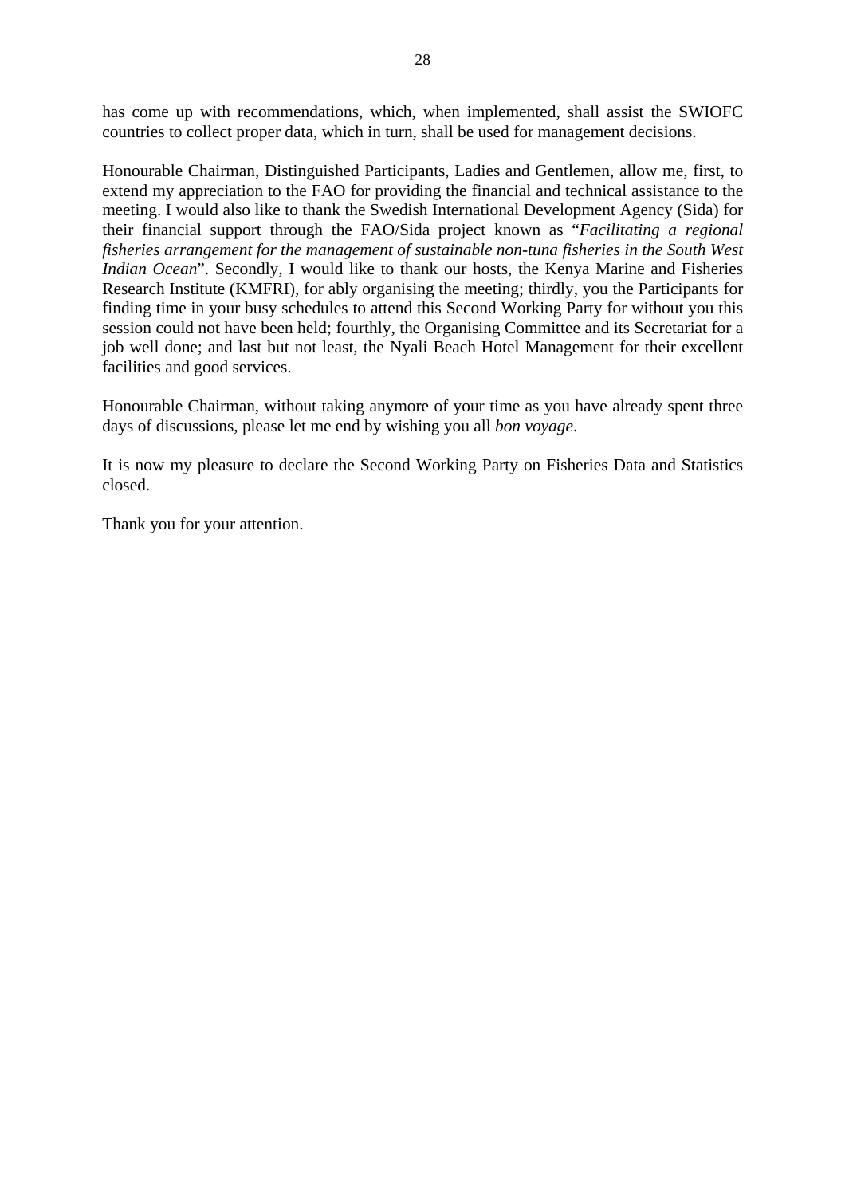has come up with recommendations, which, when implemented, shall assist the SWIOFC countries to collect proper data, which in turn, shall be used for management decisions.

Honourable Chairman, Distinguished Participants, Ladies and Gentlemen, allow me, first, to extend my appreciation to the FAO for providing the financial and technical assistance to the meeting. I would also like to thank the Swedish International Development Agency (Sida) for their financial support through the FAO/Sida project known as "*Facilitating a regional fisheries arrangement for the management of sustainable non-tuna fisheries in the South West Indian Ocean*". Secondly, I would like to thank our hosts, the Kenya Marine and Fisheries Research Institute (KMFRI), for ably organising the meeting; thirdly, you the Participants for finding time in your busy schedules to attend this Second Working Party for without you this session could not have been held; fourthly, the Organising Committee and its Secretariat for a job well done; and last but not least, the Nyali Beach Hotel Management for their excellent facilities and good services.

Honourable Chairman, without taking anymore of your time as you have already spent three days of discussions, please let me end by wishing you all *bon voyage*.

It is now my pleasure to declare the Second Working Party on Fisheries Data and Statistics closed.

Thank you for your attention.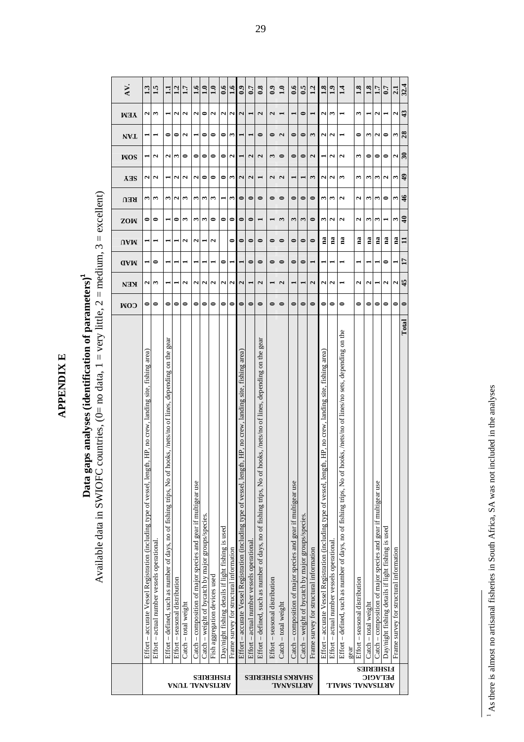# APPENDIX E

## Data gaps analyses (identification of parameters)[1]

Available data in SWIOFC countries, (0= no data, 1 = very little, 2 = medium, 3 = excellent)

| | | COM | KEN | MAD | MAU | MOZ | REU | SEY | SOM | TAN | YEM | AV. |
|---|---|---|---|---|---|---|---|---|---|---|---|---|
| **ARTISANAL TUNA FISHERIES** | Effort – accurate Vessel Registration (including type of vessel, length, HP, no crew, landing site, fishing area) | 0 | 2 | 1 | 1 | 0 | 3 | 2 | 1 | 1 | 2 | 1.3 |
| | Effort – actual number vessels operational. | 0 | 3 | 0 | 1 | 0 | 3 | 2 | 2 | 1 | 3 | 1.5 |
| | Effort – defined, such as number of days, no of fishing trips, No of hooks, /nets/no of lines, depending on the gear | 0 | 1 | 1 | 1 | 1 | 3 | 1 | 2 | 0 | 1 | 1.1 |
| | Effort – seasonal distribution | 0 | 1 | 1 | 1 | 0 | 2 | 2 | 3 | 0 | 2 | 1.2 |
| | Catch – total weight | 0 | 2 | 1 | 2 | 3 | 3 | 2 | 0 | 2 | 2 | 1.7 |
| | Catch – composition of major species and gear if multigear use | 0 | 2 | 1 | 2 | 3 | 3 | 2 | 0 | 1 | 2 | 1.6 |
| | Catch – weight of bycatch by major groups/species. | 0 | 2 | 1 | 1 | 3 | 3 | 0 | 0 | 0 | 0 | 1.0 |
| | Fish aggregation devices used | 0 | 2 | 1 | 2 | 0 | 3 | 0 | 0 | 0 | 2 | 1.0 |
| | Day/night fishing details if light fishing is used | 0 | 2 | 0 | | 0 | 1 | 0 | 0 | 0 | 2 | 0.6 |
| | Frame survey for structural information | 0 | 2 | 1 | 0 | 0 | 3 | 3 | 2 | 3 | 2 | 1.6 |
| **ARTISANAL SHARKS FISHERIES** | Effort – accurate Vessel Registration (including type of vessel, length, HP, no crew, landing site, fishing area) | 0 | 2 | 1 | 0 | 0 | 0 | 2 | 1 | 1 | 2 | 0.9 |
| | Effort – actual number vessels operational. | 0 | 1 | 0 | 0 | 0 | 0 | 2 | 2 | 1 | 1 | 0.7 |
| | Effort – defined, such as number of days, no of fishing trips, No of hooks, /nets/no of lines, depending on the gear | 0 | 2 | 0 | 0 | 1 | 0 | 1 | 2 | 0 | 2 | 0.8 |
| | Effort – seasonal distribution | 0 | 1 | 0 | 0 | 1 | 0 | 2 | 3 | 0 | 2 | 0.9 |
| | Catch – total weight | 0 | 2 | 0 | 0 | 3 | 0 | 2 | 0 | 2 | 1 | 1.0 |
| | Catch – composition of major species and gear if multigear use | 0 | 1 | 0 | 0 | 3 | 0 | 1 | 0 | 0 | 1 | 0.6 |
| | Catch – weight of bycatch by major groups/species. | 0 | 1 | 0 | 0 | 3 | 0 | 1 | 0 | 0 | 0 | 0.5 |
| | Frame survey for structural information | 0 | 2 | 1 | 0 | 0 | 0 | 3 | 2 | 3 | 1 | 1.2 |
| **ARTISANAL SMALL PELAGIC FISHERIES** | Effort – accurate Vessel Registration (including type of vessel, length, HP, no crew, landing site, fishing area) | 0 | 2 | 1 | na | 3 | 3 | 2 | 1 | 2 | 2 | 1.8 |
| | Effort – actual number vessels operational. | 0 | 2 | 1 | na | 2 | 3 | 2 | 2 | 2 | 3 | 1.9 |
| | Effort – defined, such as number of days, no of fishing trips, No of hooks, /nets/no of lines/no sets, depending on the gear | 0 | 1 | 1 | na | 2 | 2 | 3 | 2 | 1 | 1 | 1.4 |
| | Effort – seasonal distribution | 0 | 2 | 1 | na | 2 | 2 | 3 | 3 | 0 | 3 | 1.8 |
| | Catch – total weight | 0 | 2 | 1 | na | 3 | 3 | 3 | 0 | 3 | 1 | 1.8 |
| | Catch – composition of major species and gear if multigear use | 0 | 1 | 1 | na | 3 | 3 | 3 | 0 | 2 | 2 | 1.7 |
| | Day/night fishing details if light fishing is used | 0 | 2 | 0 | na | 1 | 0 | 2 | 0 | 0 | 1 | 0.7 |
| | Frame survey for structural information | 0 | 2 | 1 | na | 3 | 3 | 3 | 2 | 3 | 2 | 2.1 |
| | **Total** | **0** | **45** | **17** | **11** | **40** | **46** | **49** | **30** | **28** | **43** | **32.4** |

[1] As there is almost no artisanal fisheries in South Africa, SA was not included in the analyses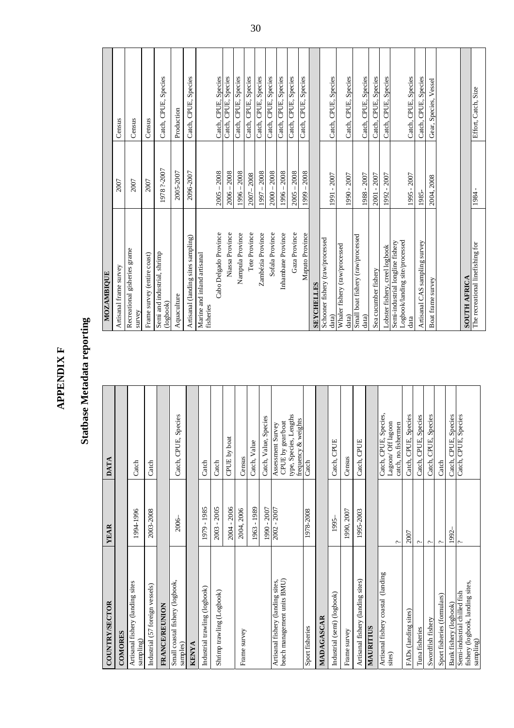# APPENDIX F

## Statbase Metadata reporting

| COUNTRY/SECTOR | YEAR | DATA |
|---|---|---|
| **COMORES** | | |
| Artisanal fishery (landing sites sampling) | 1994-1996 | Catch |
| Industrial (57 foreign vessels) | 2003-2008 | Catch |
| **FRANCE/REUNION** | | |
| Small coastal fishery (logbook, samples) | 2006– | Catch, CPUE, Species |
| **KENYA** | | |
| Industrial trawling (logbook) | 1979 - 1985 | Catch |
| Shrimp trawling (Logbook) | 2003 - 2005 | Catch |
| | 2004 - 2006 | CPUE by boat |
| Frame survey | 2004, 2006 | Census |
| | 1963 - 1989 | Catch, Value |
| | 1990 - 2007 | Catch, Value, Species |
| Artisanal fishery (landing sites, beach management units BMU) | 2002 - 2007 | Assessment Survey CPUE by gear/boat type, Species, Lengths frequency & weights |
| Sport fisheries | 1978-2008 | Catch |
| **MADAGASCAR** | | |
| Industrial (semi) (logbook) | 1995– | Catch, CPUE |
| Frame survey | 1990, 2007 | Census |
| Artisanal fishery (landing sites) | 1995-2003 | Catch, CPUE |
| **MAURITIUS** | | |
| Artisanal fishery coastal (landing sites) | ? | Catch, CPUE, Species, Lagoon/ Off lagoon catch, no.fishermen |
| FADs (landing sites) | 2007 | Catch, CPUE, Species |
| Tuna fisheries | ? | Catch, CPUE, Species |
| Swordfish fishery | ? | Catch, CPUE, Species |
| Sport fisheries (formulars) | ? | Catch |
| Bank fishery (logbook) | 1992– | Catch, CPUE, Species |
| Semi-industrial chilled fish fishery (logbook, landing sites, sampling) | ? | Catch, CPUE, Species |
| **MOZAMBIQUE** | | |
| Artisanal frame survey | 2007 | Census |
| Recreational gisheries grame survey | 2007 | Census |
| Frame survey (entire coast) | 2007 | Census |
| Semi and industrial, shrimp (logbook) | 1978 ?-2007 | Catch, CPUE, Species |
| Aquaculture | 2005-2007 | Production |
| Artisanal (landing sites sampling) | 2096-2007 | Catch, CPUE, Species |
| Marine and inland artisanal fisheries | | |
| Cabo Delgado Province | 2005 – 2008 | Catch, CPUE, Species |
| Niassa Province | 2006 – 2008 | Catch, CPUE, Species |
| Nampula Province | 1996 – 2008 | Catch, CPUE, Species |
| Tete Province | 2007– 2008 | Catch, CPUE, Species |
| Zambézia Province | 1997 – 2008 | Catch, CPUE, Species |
| Sofala Province | 2000 – 2008 | Catch, CPUE, Species |
| Inhambane Province | 1996 – 2008 | Catch, CPUE, Species |
| Gaza Province | 2005 – 2008 | Catch, CPUE, Species |
| Maputo Province | 1999 – 2008 | Catch, CPUE, Species |
| **SEYCHELLES** | | |
| Schooner fishery (raw/processed data) | 1991 - 2007 | Catch, CPUE, Species |
| Whaler fishery (raw/processed data) | 1990 - 2007 | Catch, CPUE, Species |
| Small boat fishery (raw/processed data) | 1988 - 2007 | Catch, CPUE, Species |
| Sea cucumber fishery | 2001 - 2007 | Catch, CPUE, Species |
| Lobster fishery, creel logbook | 1992 - 2007 | Catch, CPUE, Species |
| Semi-industrial longline fishery Logbook/landing site/processed data | 1995 - 2007 | Catch, CPUE, Species |
| Artisanal CAS sampling survey | 1985- | Catch, CPUE, Species |
| Boat frame survey | 2004, 2008 | Gear, Species, Vessel |
| **SOUTH AFRICA** | | |
| The recreational linefishing for | 1984 - | Effort, Catch, Size |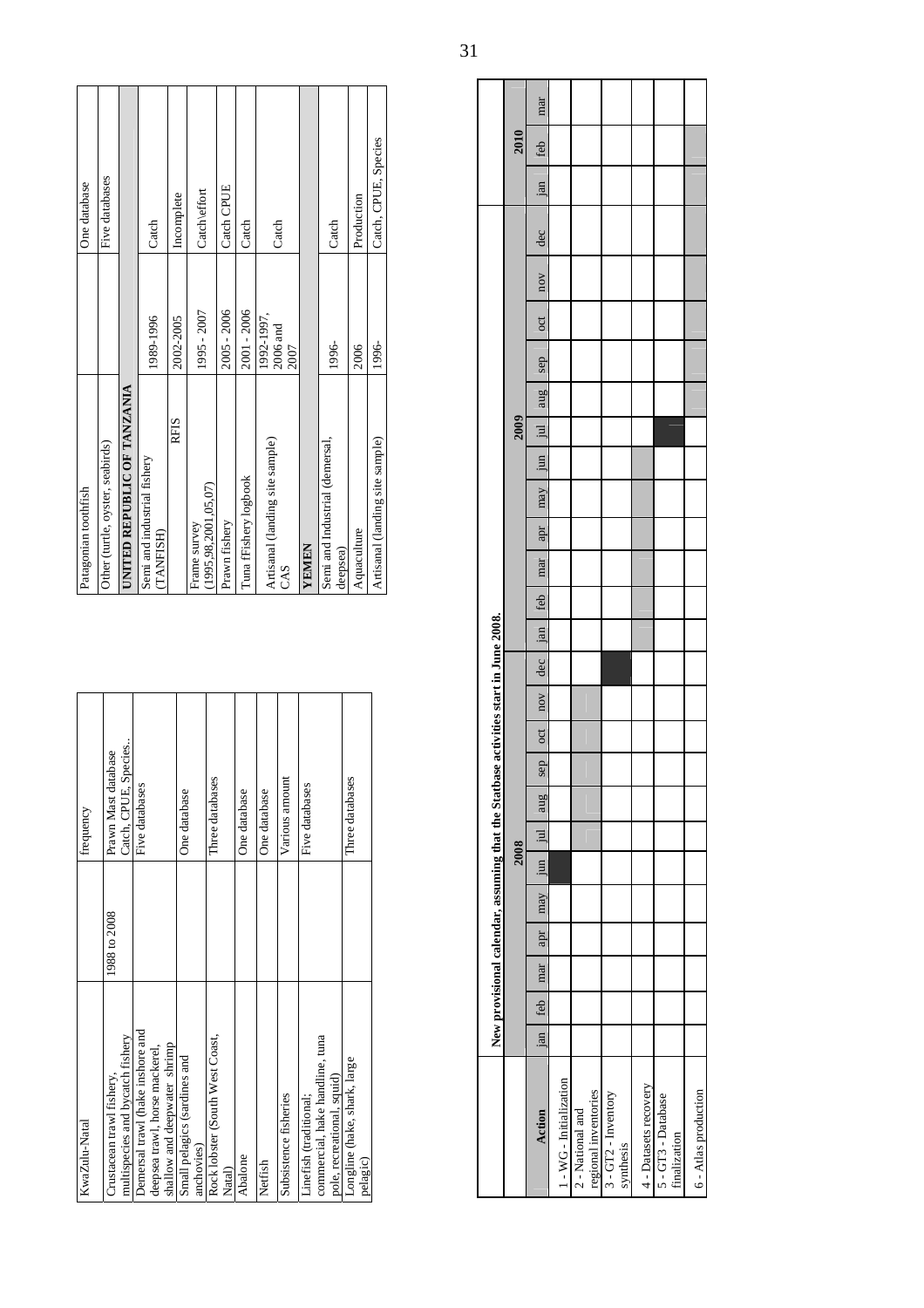| | | |
|---|---|---|
| KwaZulu-Natal | | frequency |
| Crustacean trawl fishery, multispecies and bycatch fishery | 1988 to 2008 | Prawn Mast database Catch, CPUE, Species.. |
| Demersal trawl (hake inshore and deepsea trawl, horse mackerel, shallow and deepwater shrimp | | Five databases |
| Small pelagics (sardines and anchovies) | | One database |
| Rock lobster (South West Coast, Natal) | | Three databases |
| Abalone | | One database |
| Netfish | | One database |
| Subsistence fisheries | | Various amount |
| Linefish (traditional; commercial, hake handline, tuna pole, recreational, squid) | | Five databases |
| Longline (hake, shark, large pelagic) | | Three databases |
| Patagonian toothfish | | One database |
| Other (turtle, oyster, seabirds) | | Five databases |
| **UNITED REPUBLIC OF TANZANIA** | | |
| Semi and industrial fishery (TANFISH) | 1989-1996 | Catch |
| RFIS | 2002-2005 | Incomplete |
| Frame survey (1995,98,2001,05,07) | 1995 - 2007 | Catch\effort |
| Prawn fishery | 2005 - 2006 | Catch CPUE |
| Tuna fFishery logbook | 2001 - 2006 | Catch |
| Artisanal (landing site sample) CAS | 1992-1997, 2006 and 2007 | Catch |
| **YEMEN** | | |
| Semi and Industrial (demersal, deepsea) | 1996- | Catch |
| Aquaculture | 2006 | Production |
| Artisanal (landing site sample) | 1996- | Catch, CPUE, Species |

**New provisional calendar, assuming that the Statbase activities start in June 2008.**

| Action | 2008 | | | | | | | | | | | | 2009 | | | | | | | | | | | | 2010 | | |
|---|---|---|---|---|---|---|---|---|---|---|---|---|---|---|---|---|---|---|---|---|---|---|---|---|---|---|---|
| | jan | feb | mar | apr | may | jun | jul | aug | sep | oct | nov | dec | jan | feb | mar | apr | may | jun | jul | aug | sep | oct | nov | dec | jan | feb | mar |
| 1 - WG - Initialization | | | | | | ■ | | | | | | | | | | | | | | | | | | | | | |
| 2 - National and regional inventories | | | | | | | ░ | ░ | ░ | ░ | ░ | | | | | | | | | | | | | | | | |
| 3 - GT2 - Inventory synthesis | | | | | | | | | | | | ■ | | | | | | | | | | | | | | | |
| 4 - Datasets recovery | | | | | | | | | | | | | ░ | ░ | ░ | ░ | ░ | ░ | | | | | | | | | |
| 5 - GT3 - Database finalization | | | | | | | | | | | | | | | | | | | ■ | | | | | | | | |
| 6 - Atlas production | | | | | | | | | | | | | | | | | | | | ░ | ░ | ░ | ░ | ░ | ░ | ░ | |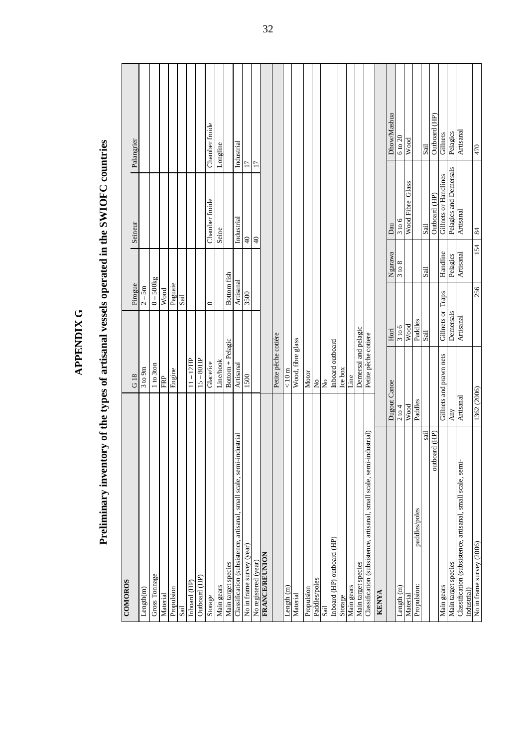# APPENDIX G

## Preliminary inventory of the types of artisanal vessels operated in the SWIOFC countries

| COMOROS | | | | | |
|---|---|---|---|---|---|
| | G 18 | Pirogue | Seineur | Palangrier | |
| Length(m) | 3 to 9m | 2 – 5m | | | |
| Gross Tonnage | 1 to 3ton | 0 – 500kg | | | |
| Material | FRP | Wood | | | |
| Propulsion | Engine | Paguaie | | | |
| Sail | | Sail | | | |
| Inboard (HP) | 11 – 12HP | | | | |
| Outboard (HP) | 15 – 80HP | | | | |
| Storage | Glace/ice | 0 | Chamber froide | Chamber froide | |
| Main gears | Line/hook | | Seine | Longline | |
| Main target species | Bottom + Pelagic | Bottom fish | | | |
| Classification (subsistence, artisanal, small scale, semi-industrial | Artisanal | Artisanal | Industrial | Industrial | |
| No in frame survey (year) | 1500 | 3500 | 40 | 17 | |
| No registered (year) | | | 40 | 17 | |
| **FRANCE/REUNION** | | | | | |
| | Petite pêche cotière | | | | |
| Length (m) | < 10 m | | | | |
| Material | Wood, fibre glass | | | | |
| Propulsion | Motor | | | | |
| Paddles/poles | No | | | | |
| Sail | No | | | | |
| Inboard (HP) outboard (HP) | Inboard outboard | | | | |
| Storage | Ice box | | | | |
| Main gears | Line | | | | |
| Main target species | Demersal and pelagic | | | | |
| Classification (subsistence, artisanal, small scale, semi-industrial) | Petite pêche cotiere | | | | |
| **KENYA** | | | | | |
| | Dugout Canoe | Hori | Ngarawa | Dau | Dhow/Mashua |
| Length (m) | 2 to 4 | 3 to 6 | 3 to 8 | 3 to 6 | 6 to 20 |
| Material | Wood | Wood | | Wood Fibre Glass | Wood |
| Propulsion: paddles/poles | Paddles | Paddles | | | |
| sail | | Sail | Sail | Sail | Sail |
| outboard (HP) | | | | Outboard (HP) | Outboard (HP) |
| Main gears | Gillnets and prawn nets | Gillnets or Traps | Handline | Gillnets or Handlines | Gillnets |
| Main target species | Any | Demersals | Pelagics | Pelagics and Demersals | Pelagics |
| Classification (subsistence, artisanal, small scale, semi-industrial) | Artisanal | Artisanal | Artisanal | Artisanal | Artisanal |
| No in frame survey (2006) | 1362 (2006) | 256 | 154 | 84 | 470 |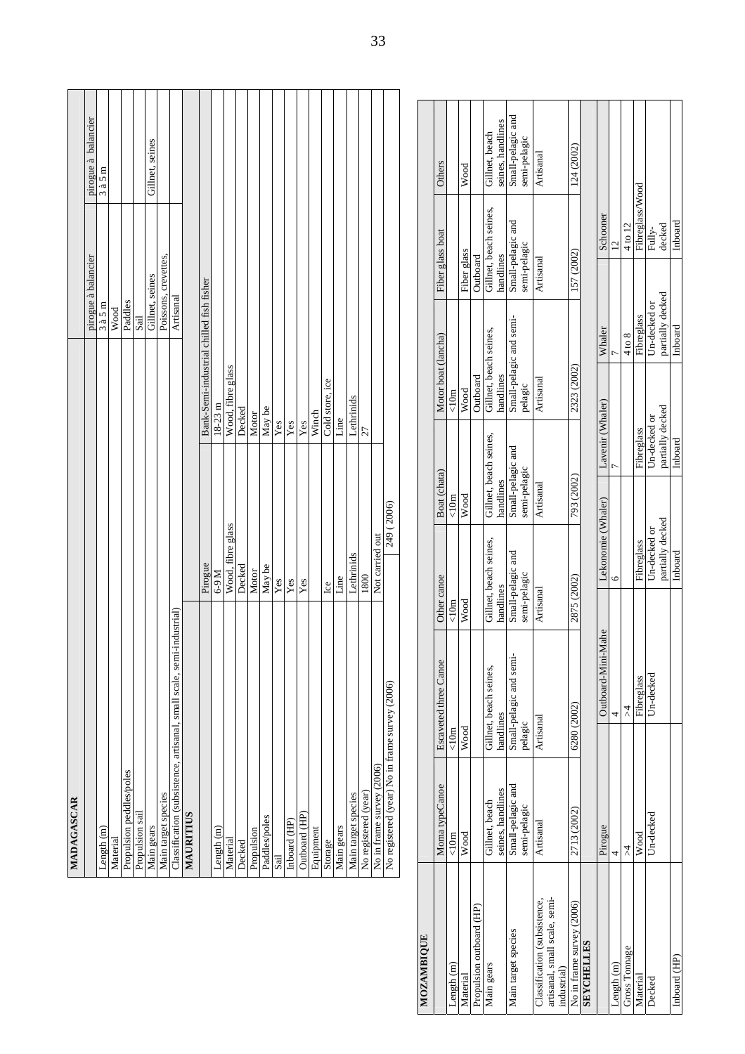**MADAGASCAR**

| | pirogue à balancier | pirogue à balancier |
|---|---|---|
| Length (m) | 3 à 5 m | 3 à 5 m |
| Material | Wood | |
| Propulsion peddles/poles | Paddles | |
| Propulsion sail | Sail | |
| Main gears | Gillnet, seines | Gillnet, seines |
| Main target species | Poissons, crevettes, | |
| Classification (subsistence, artisanal, small scale, semi-industrial) | Artisanal | |

**MAURITIUS**

| | Pirogue | Bank-Semi-industrial chilled fish fisher |
|---|---|---|
| Length (m) | 6-9 M | 18-23 m |
| Material | Wood, fibre glass | Wood, fibre glass |
| Decked | Decked | Decked |
| Propulsion | Motor | Motor |
| Paddles/poles | May be | May be |
| Sail | Yes | Yes |
| Inboard (HP) | Yes | Yes |
| Outboard (HP) | Yes | Yes |
| Equipment | | Winch |
| Storage | Ice | Cold store, ice |
| Main gears | Line | Line |
| Main target species | Lethrinids | Lethrinids |
| No registered (year) | 1800 | 27 |
| No in frame survey (2006) | Not carried out | |
| No registered (year) No in frame survey (2006) | 249 (2006) | |

**MOZAMBIQUE**

| | Moma typeCanoe | Escaveted three Canoe | Other canoe | Boat (chata) | Motor boat (lancha) | Fiber glass boat | Others |
|---|---|---|---|---|---|---|---|
| Length (m) | <10m | <10m | <10m | <10m | <10m | | |
| Material | Wood | Wood | Wood | Wood | Wood | Fiber glass | Wood |
| Propulsion outboard (HP) | | | | | Outboard | Outboard | |
| Main gears | Gillnet, beach seines, handlines | Gillnet, beach seines, handlines | Gillnet, beach seines, handlines | Gillnet, beach seines, handlines | Gillnet, beach seines, handlines | Gillnet, beach seines, handlines | Gillnet, beach seines, handlines |
| Main target species | Small-pelagic and semi-pelagic | Small-pelagic and semi-pelagic | Small-pelagic and semi-pelagic | Small-pelagic and semi-pelagic | Small-pelagic and semi-pelagic | Small-pelagic and semi-pelagic | Small-pelagic and semi-pelagic |
| Classification (subsistence, artisanal, small scale, semi-industrial) | Artisanal | Artisanal | Artisanal | Artisanal | Artisanal | Artisanal | Artisanal |
| No in frame survey (2006) | 2713 (2002) | 6280 (2002) | 2875 (2002) | 793 (2002) | 2323 (2002) | 157 (2002) | 124 (2002) |

**SEYCHELLES**

| | Pirogue | Outboard-Mini-Mahe | Lekonomie (Whaler) | Lavenir (Whaler) | Whaler | Schooner |
|---|---|---|---|---|---|---|
| Length (m) | 4 | 4 | 6 | 7 | 7 | 12 |
| Gross Tonnage | >4 | >4 | | | 4 to 8 | 4 to 12 |
| Material | Wood | Fibreglass | Fibreglass | Fibreglass | Fibreglass | Fibreglass/Wood |
| Decked | Un-decked | Un-decked | Un-decked or partially decked | Un-decked or partially decked | Un-decked or partially decked | Fully-decked |
| Inboard (HP) | | | Inboard | Inboard | Inboard | Inboard |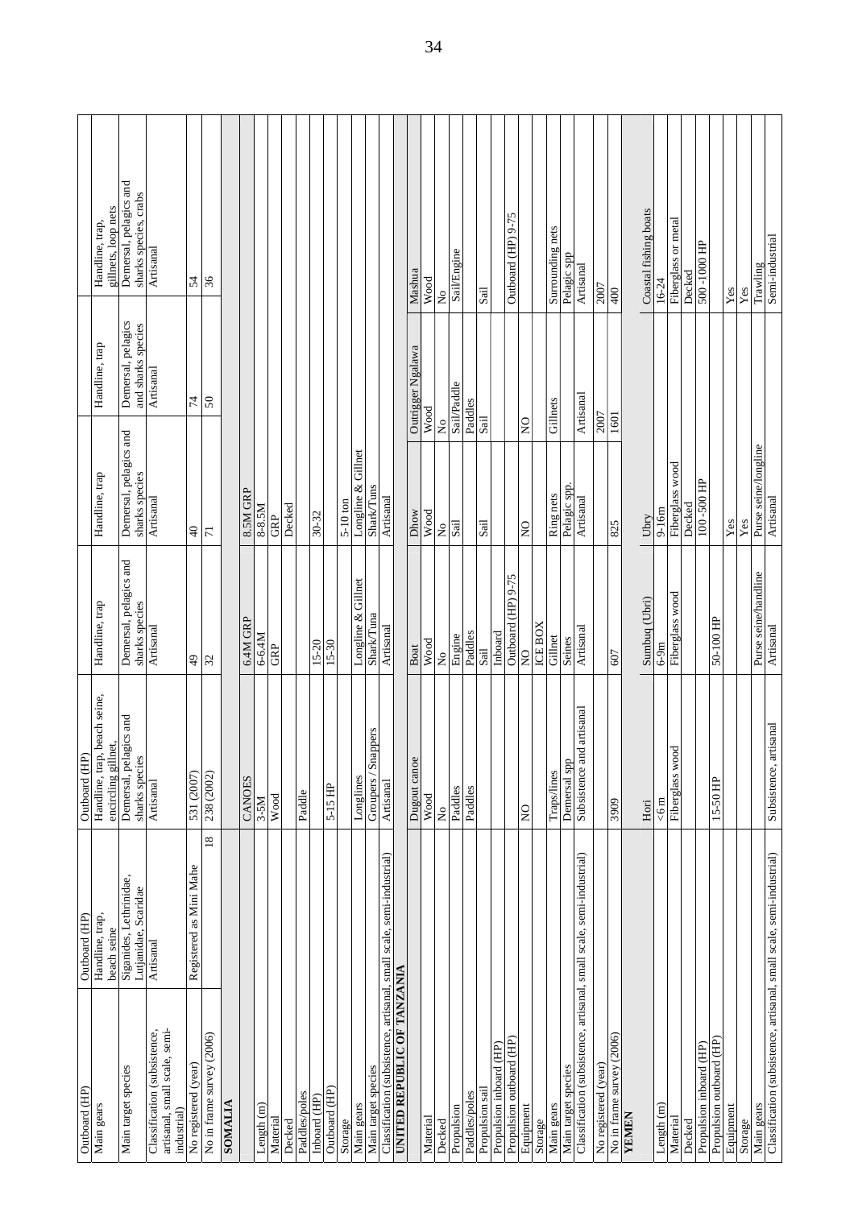| Outboard (HP) | Outboard (HP) | Outboard (HP) | | | | |
|---|---|---|---|---|---|---|
| Main gears | Handline, trap, beach seine | Handline, trap, beach seine, encircling gillnet, | Handline, trap | Handline, trap | Handline, trap | Handline, trap, gillnets, loop nets |
| Main target species | Siganides, Lethrinidae, Lutjanidae, Scaridae | Demersal, pelagics and sharks species | Demersal, pelagics and sharks species | Demersal, pelagics and sharks species | Demersal, pelagics and sharks species | Demersal, pelagics and sharks species, crabs |
| Classification (subsistence, artisanal, small scale, semi-industrial) | Artisanal | Artisanal | Artisanal | Artisanal | Artisanal | Artisanal |
| No registered (year) | Registered as Mini Mahe | 531 (2007) | 49 | 40 | 74 | 54 |
| No in frame survey (2006) | 18 | 238 (2002) | 32 | 71 | 50 | 36 |
| **SOMALIA** | | | | | | |
| | | CANOES | 6.4M GRP | 8.5M GRP | | |
| Length (m) | | 3-5M | 6-6.4M | 8-8.5M | | |
| Material | | Wood | GRP | GRP | | |
| Decked | | | | Decked | | |
| Paddles/poles | | Paddle | | | | |
| Inboard (HP) | | | 15-20 | 30-32 | | |
| Outboard (HP) | | 5-15 HP | 15-30 | | | |
| Storage | | | | 5-10 ton | | |
| Main gears | | Longlines | Longline & Gillnet | Longline & Gillnet | | |
| Main target species | | Groupers / Snappers | Shark/Tuna | Shark/Tuns | | |
| Classification (subsistence, artisanal, small scale, semi-industrial) | | Artisanal | Artisanal | Artisanal | | |
| **UNITED REPUBLIC OF TANZANIA** | | | | | | |
| | | Dugout canoe | Boat | Dhow | Outrigger Ngalawa | Mashua |
| Material | | Wood | Wood | Wood | Wood | Wood |
| Decked | | No | No | No | No | No |
| Propulsion | | Paddles | Engine | Sail | Sail/Paddle | Sail/Engine |
| Paddles/poles | | Paddles | Paddles | | Paddles | |
| Propulsion sail | | | Sail | Sail | Sail | Sail |
| Propulsion inboard (HP) | | | Inboard | | | |
| Propulsion outboard (HP) | | | Outboard (HP) 9-75 | | | Outboard (HP) 9-75 |
| Equipment | | NO | NO | NO | NO | |
| Storage | | | ICE BOX | | | |
| Main gears | | Traps/lines | Gillnet | Ring nets | Gillnets | Surrounding nets |
| Main target species | | Demersal spp | Seines | Pelagic spp. | | Pelagic spp |
| Classification (subsistence, artisanal, small scale, semi-industrial) | | Subsistence and artisanal | Artisanal | Artisanal | Artisanal | Artisanal |
| No registered (year) | | | | | 2007 | 2007 |
| No in frame survey (2006) | | 3909 | 607 | 825 | 1601 | 400 |
| **YEMEN** | | | | | | |
| | | Hori | Sumbuq (Ubri) | Ubry | | Coastal fishing boats |
| Length (m) | | <6 m | 6-9m | 9-16m | | 16-24 |
| Material | | Fiberglass wood | Fiberglass wood | Fiberglass wood | | Fiberglass or metal |
| Decked | | | | Decked | | Decked |
| Propulsion inboard (HP) | | | | 100 -500 HP | | 500 -1000 HP |
| Propulsion outboard (HP) | | 15-50 HP | 50-100 HP | | | |
| Equipment | | | | Yes | | Yes |
| Storage | | | | Yes | | Yes |
| Main gears | | | Purse seine/handline | Purse seine/longline | | Trawling |
| Classification (subsistence, artisanal, small scale, semi-industrial) | | Subsistence, artisanal | Artisanal | Artisanal | | Semi-industrial |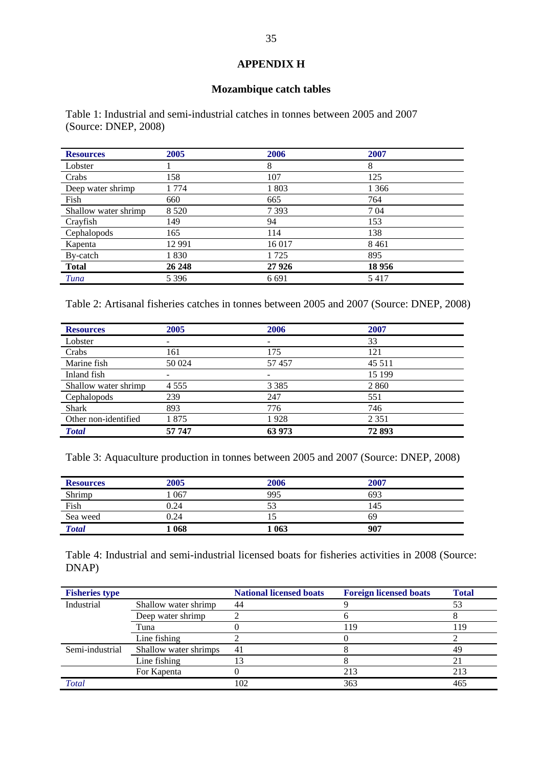# APPENDIX H

## Mozambique catch tables

Table 1: Industrial and semi-industrial catches in tonnes between 2005 and 2007 (Source: DNEP, 2008)

| Resources | 2005 | 2006 | 2007 |
|---|---|---|---|
| Lobster | 1 | 8 | 8 |
| Crabs | 158 | 107 | 125 |
| Deep water shrimp | 1 774 | 1 803 | 1 366 |
| Fish | 660 | 665 | 764 |
| Shallow water shrimp | 8 520 | 7 393 | 7 04 |
| Crayfish | 149 | 94 | 153 |
| Cephalopods | 165 | 114 | 138 |
| Kapenta | 12 991 | 16 017 | 8 461 |
| By-catch | 1 830 | 1 725 | 895 |
| **Total** | **26 248** | **27 926** | **18 956** |
| *Tuna* | 5 396 | 6 691 | 5 417 |

Table 2: Artisanal fisheries catches in tonnes between 2005 and 2007 (Source: DNEP, 2008)

| Resources | 2005 | 2006 | 2007 |
|---|---|---|---|
| Lobster | - | - | 33 |
| Crabs | 161 | 175 | 121 |
| Marine fish | 50 024 | 57 457 | 45 511 |
| Inland fish | - | - | 15 199 |
| Shallow water shrimp | 4 555 | 3 385 | 2 860 |
| Cephalopods | 239 | 247 | 551 |
| Shark | 893 | 776 | 746 |
| Other non-identified | 1 875 | 1 928 | 2 351 |
| ***Total*** | **57 747** | **63 973** | **72 893** |

Table 3: Aquaculture production in tonnes between 2005 and 2007 (Source: DNEP, 2008)

| Resources | 2005 | 2006 | 2007 |
|---|---|---|---|
| Shrimp | 1 067 | 995 | 693 |
| Fish | 0.24 | 53 | 145 |
| Sea weed | 0.24 | 15 | 69 |
| ***Total*** | **1 068** | **1 063** | **907** |

Table 4: Industrial and semi-industrial licensed boats for fisheries activities in 2008 (Source: DNAP)

| Fisheries type | | National licensed boats | Foreign licensed boats | Total |
|---|---|---|---|---|
| Industrial | Shallow water shrimp | 44 | 9 | 53 |
| | Deep water shrimp | 2 | 6 | 8 |
| | Tuna | 0 | 119 | 119 |
| | Line fishing | 2 | 0 | 2 |
| Semi-industrial | Shallow water shrimps | 41 | 8 | 49 |
| | Line fishing | 13 | 8 | 21 |
| | For Kapenta | 0 | 213 | 213 |
| *Total* | | 102 | 363 | 465 |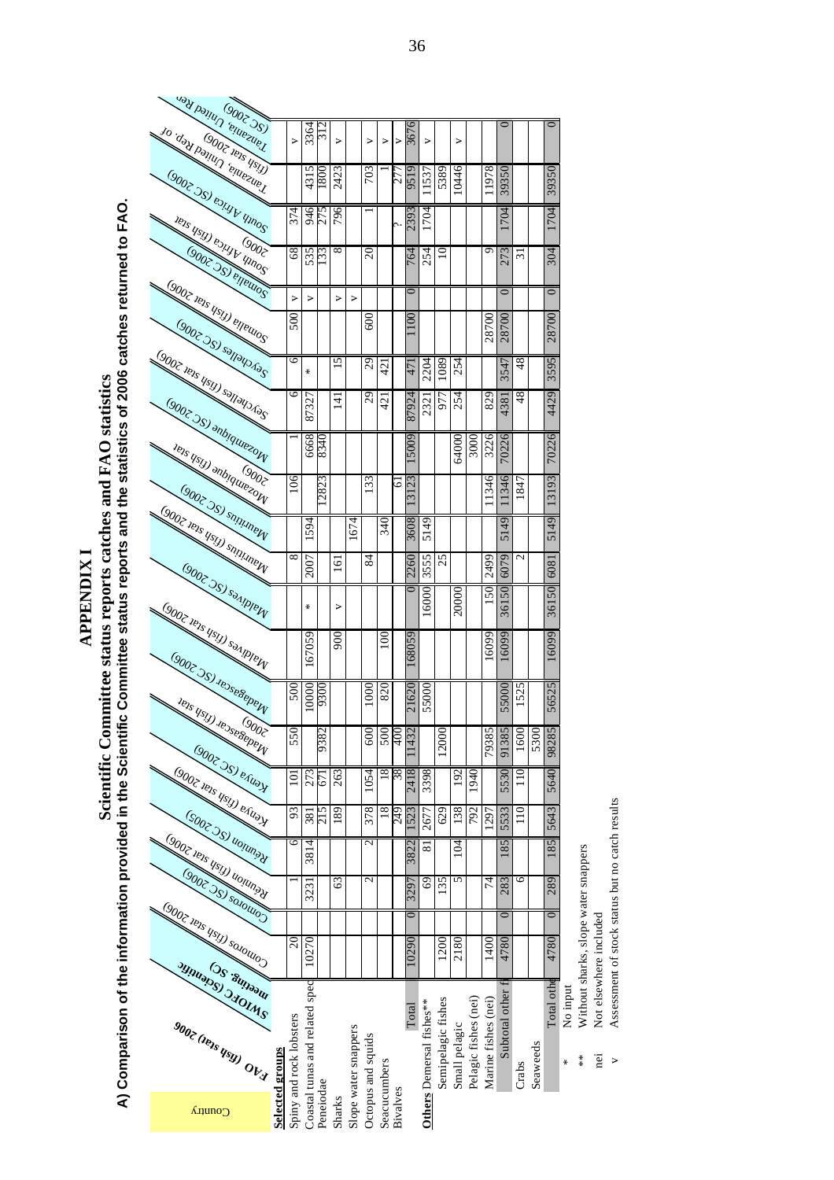# APPENDIX I

## Scientific Committee status reports catches and FAO statistics

### A) Comparison of the information provided in the Scientific Committee status reports and the statistics of 2006 catches returned to FAO.

FAO (fish stat) 2006 / SWIOFC (Scientific meeting, SC)

| Country | | Comoros (fish stat 2006) | Comoros (SC 2006) | Reunion (fish stat 2006) | Reunion (SC 2005) | Kenya (fish stat 2006) | Kenya (SC 2006) | Madagascar (fish stat 2006) | Madagascar (SC 2006) | Maldives (fish stat 2006) | Maldives (SC 2006) | Mauritius (fish stat 2006) | Mauritius (SC 2006) | Mozambique (fish stat 2006) | Mozambique (SC 2006) | Seychelles (fish stat 2006) | Seychelles (SC 2006) | Somalia (fish stat 2006) | Somalia (SC 2006) | South Africa (fish stat 2006) | South Africa (SC 2006) | Tanzania, United Rep. of (fish stat 2006) | Tanzania, United Rep. of (SC 2006) |
|---|---|---|---|---|---|---|---|---|---|---|---|---|---|---|---|---|---|---|---|---|---|---|---|
| **Selected groups** | | | | | | | | | | | | | | | | | | | | | | | |
| Spiny and rock lobsters | | 20 | | 1 | 6 | 93 | 101 | 550 | 500 | | | 8 | | 106 | 1 | 6 | 6 | 500 | v | 68 | 374 | | v |
| Coastal tunas and related species | | 10270 | | 3231 | 3814 | 381 | 273 | | 10000 | 167059 | * | 2007 | 1594 | | 6668 | 87327 | * | | v | 535 | 946 | 4315 | 3364 |
| Penaeidae | | | | | | 215 | 671 | 9382 | 9300 | | | | | 12823 | 8340 | | | | | 133 | 275 | 1800 | 312 |
| Sharks | | | | 63 | | 189 | 263 | | | 900 | v | 161 | | | | 141 | 15 | | v | 8 | 796 | 2423 | v |
| Slope water snappers | | | | | | | | | | | | | 1674 | | | | | | v | | | | |
| Octopus and squids | | | | 2 | 2 | 378 | 1054 | 600 | 1000 | | | 84 | | 133 | | 29 | 29 | 600 | | 20 | 1 | 703 | v |
| Seacucumbers | | | | | | 18 | 18 | 500 | 820 | 100 | | | 340 | | | 421 | 421 | | | | | 1 | v |
| Bivalves | | | | | | 249 | 38 | 400 | | | | | | 61 | | | | | | | ? | 277 | v |
| | Total | 10290 | 0 | 3297 | 3822 | 1523 | 2418 | 11432 | 21620 | 168059 | 0 | 2260 | 3608 | 13123 | 15009 | 87924 | 471 | 1100 | 0 | 764 | 2393 | 9519 | 3676 |
| **Others** | Demersal fishes** | | | 69 | 81 | 2677 | 3398 | | 55000 | | 16000 | 3555 | 5149 | | | 2321 | 2204 | | | 254 | 1704 | 11537 | v |
| | Semipelagic fishes | 1200 | | 135 | | 629 | | 12000 | | | | 25 | | | | 977 | 1089 | | | 10 | | 5389 | |
| | Small pelagic | 2180 | | 5 | 104 | 138 | 192 | | | | 20000 | | | | 64000 | 254 | 254 | | | | | 10446 | v |
| | Pelagic fishes (nei) | | | | | 792 | 1940 | | | | | | | | 3000 | | | | | | | | |
| | Marine fishes (nei) | 1400 | | 74 | | 1297 | | 79385 | | 16099 | 150 | 2499 | | 11346 | 3226 | 829 | | 28700 | | 9 | | 11978 | |
| | Subtotal other fish | 4780 | 0 | 283 | 185 | 5533 | 5530 | 91385 | 55000 | 16099 | 36150 | 6079 | 5149 | 11346 | 70226 | 4381 | 3547 | 28700 | 0 | 273 | 1704 | 39350 | 0 |
| | Crabs | | | 6 | | 110 | 110 | 1600 | 1525 | | | 2 | | 1847 | | 48 | 48 | | | 31 | | | |
| | Seaweeds | | | | | | | 5300 | | | | | | | | | | | | | | | |
| | Total other | 4780 | 0 | 289 | 185 | 5643 | 5640 | 98285 | 56525 | 16099 | 36150 | 6081 | 5149 | 13193 | 70226 | 4429 | 3595 | 28700 | 0 | 304 | 1704 | 39350 | 0 |

\* No input

\*\* Without sharks, slope water snappers

nei Not elsewhere included

v Assessment of stock status but no catch results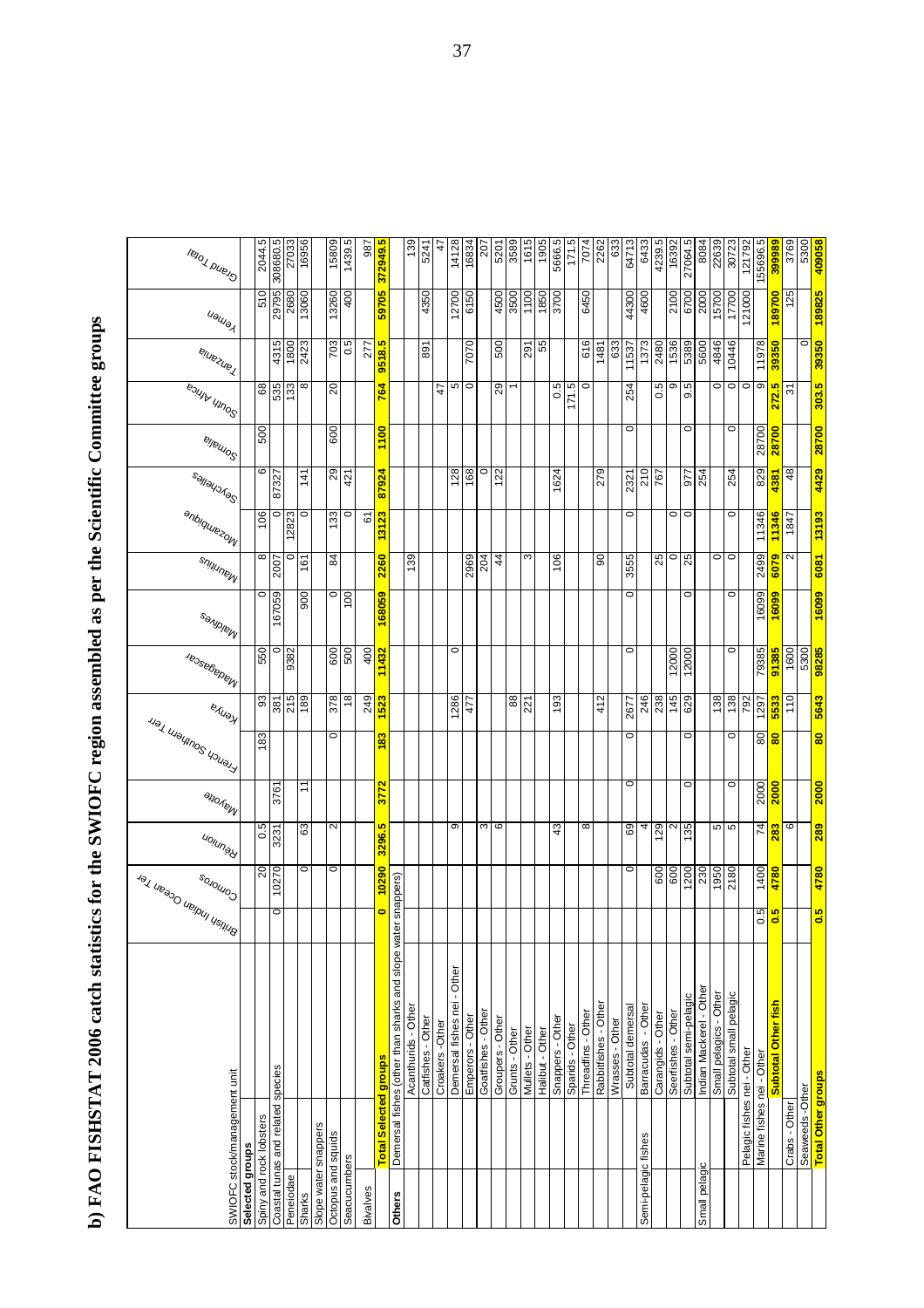# b) FAO FISHSTAT 2006 catch statistics for the SWIOFC region assembled as per the Scientific Committee groups

| SWIOFC stock/management unit | | British Indian Ocean Ter | Comoros | Reunion | Mayotte | French Southern Ter | Kenya | Madagascar | Maldives | Mauritius | Mozambique | Seychelles | Somalia | South Africa | Tanzania | Yemen | Grand Total |
|---|---|---|---|---|---|---|---|---|---|---|---|---|---|---|---|---|---|
| **Selected groups** | | | | | | | | | | | | | | | | | |
| Spiny and rock lobsters | | | 20 | 0.5 | | 183 | 93 | 550 | 0 | 8 | 106 | 6 | 500 | 68 | | 510 | 2044.5 |
| Coastal tunas and related species | | 0 | 10270 | 3231 | 3761 | | 381 | 0 | 167059 | 2007 | 0 | 87327 | | 535 | 4315 | 29795 | 308680.5 |
| Peneidae | | | | | | | 215 | 9382 | | 0 | 12823 | | | 133 | 1800 | 2680 | 27033 |
| Sharks | | | 0 | 63 | 11 | | 189 | | 900 | 161 | 0 | 141 | | 8 | 2423 | 13060 | 16956 |
| Slope water snappers | | | | | | | | | | | | | | | | | |
| Octopus and squids | | | 0 | 2 | | 0 | 378 | 600 | 0 | 84 | 133 | 29 | 600 | 20 | 703 | 13260 | 15809 |
| Seacucumbers | | | | | | | 18 | 500 | 100 | | 0 | 421 | | | 0.5 | 400 | 1439.5 |
| Bivalves | | | | | | | 249 | 400 | | | 61 | | | | 277 | | 987 |
| **Total Selected groups** | | **0** | **10290** | **3296.5** | **3772** | **183** | **1523** | **11432** | **168059** | **2260** | **13123** | **87924** | **1100** | **764** | **9518.5** | **59705** | **372949.5** |
| **Others** | Demersal fishes (other than sharks and slope water snappers) | | | | | | | | | | | | | | | | |
| | Acanthurids - Other | | | | | | | | | 139 | | | | | | | 139 |
| | Catfishes - Other | | | | | | | | | | | | | | 891 | 4350 | 5241 |
| | Croakers -Other | | | | | | | | | | | | | 47 | | | 47 |
| | Demersal fishes nei - Other | | | 9 | | | 1286 | 0 | | | | 128 | | 5 | | 12700 | 14128 |
| | Emperors - Other | | | | | | 477 | | | 2969 | | 168 | | 0 | 7070 | 6150 | 16834 |
| | Goatfishes - Other | | | 3 | | | | | | 204 | | 0 | | | | | 207 |
| | Groupers - Other | | | 6 | | | | | | 44 | | 122 | | 29 | 500 | 4500 | 5201 |
| | Grunts - Other | | | | | | 88 | | | | | | | 1 | | 3500 | 3589 |
| | Mullets - Other | | | | | | 221 | | | 3 | | | | | 291 | 1100 | 1615 |
| | Halibut - Other | | | | | | | | | | | | | | 55 | 1850 | 1905 |
| | Snappers - Other | | | 43 | | | 193 | | | 106 | | 1624 | | 0.5 | | 3700 | 5666.5 |
| | Sparids - Other | | | | | | | | | | | | | 171.5 | | | 171.5 |
| | Threadfins - Other | | | 8 | | | | | | | | | | 0 | 616 | 6450 | 7074 |
| | Rabbitfishes - Other | | | | | | 412 | | | 90 | | 279 | | | 1481 | | 2262 |
| | Wrasses - Other | | | | | | | | | | | | | | 633 | | 633 |
| | Subtotal demersal | | 0 | 69 | 0 | 0 | 2677 | 0 | 0 | 3555 | 0 | 2321 | 0 | 254 | 11537 | 44300 | 64713 |
| Semi-pelagic fishes | Barracudas - Other | | | 4 | | | 246 | | | | | 210 | | | 1373 | 4600 | 6433 |
| | Carangids - Other | | 600 | 129 | | | 238 | | | 25 | | 767 | | 0.5 | 2480 | | 4239.5 |
| | Seerfishes - Other | | 600 | 2 | | | 145 | 12000 | | 0 | 0 | | | 9 | 1536 | 2100 | 16392 |
| | Subtotal semi-pelagic | | 1200 | 135 | 0 | 0 | 629 | 12000 | 0 | 25 | 0 | 977 | 0 | 9.5 | 5389 | 6700 | 27064.5 |
| Small pelagic | Indian Mackerel - Other | | 230 | | | | | | | | | 254 | | | 5600 | 2000 | 8084 |
| | Small pelagics - Other | | 1950 | 5 | | | 138 | | | 0 | | | | 0 | 4846 | 15700 | 22639 |
| | Subtotal small pelagic | | 2180 | 5 | 0 | 0 | 138 | 0 | 0 | 0 | 0 | 254 | 0 | 0 | 10446 | 17700 | 30723 |
| Pelagic fishes nei - Other | | | | | | | 792 | | | | | | | 0 | | 121000 | 121792 |
| Marine fishes nei - Other | | 0.5 | 1400 | 74 | 2000 | 80 | 1297 | 79385 | 16099 | 2499 | 11346 | 829 | 28700 | 9 | 11978 | | 155696.5 |
| | **Subtotal Other fish** | **0.5** | **4780** | **283** | **2000** | **80** | **5533** | **91385** | **16099** | **6079** | **11346** | **4381** | **28700** | **272.5** | **39350** | **189700** | **399989** |
| Crabs - Other | | | | 6 | | | 110 | 1600 | | 2 | 1847 | 48 | | 31 | | 125 | 3769 |
| Seaweeds -Other | | | | | | | | 5300 | | | | | | | 0 | | 5300 |
| **Total Other groups** | | **0.5** | **4780** | **289** | **2000** | **80** | **5643** | **98285** | **16099** | **6081** | **13193** | **4429** | **28700** | **303.5** | **39350** | **189825** | **409058** |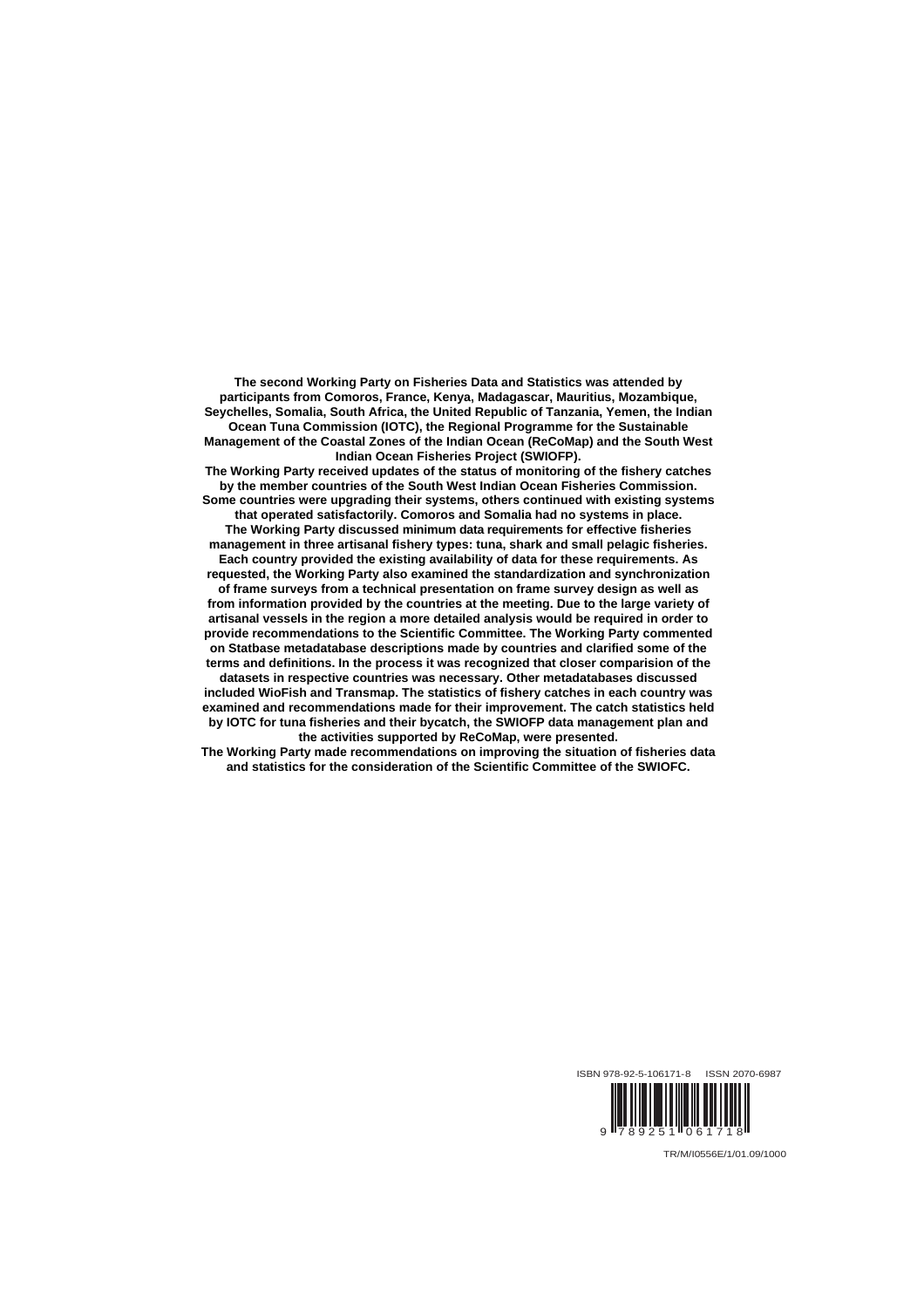**The second Working Party on Fisheries Data and Statistics was attended by participants from Comoros, France, Kenya, Madagascar, Mauritius, Mozambique, Seychelles, Somalia, South Africa, the United Republic of Tanzania, Yemen, the Indian Ocean Tuna Commission (IOTC), the Regional Programme for the Sustainable Management of the Coastal Zones of the Indian Ocean (ReCoMap) and the South West Indian Ocean Fisheries Project (SWIOFP).**

**The Working Party received updates of the status of monitoring of the fishery catches by the member countries of the South West Indian Ocean Fisheries Commission. Some countries were upgrading their systems, others continued with existing systems that operated satisfactorily. Comoros and Somalia had no systems in place.**

**The Working Party discussed minimum data requirements for effective fisheries management in three artisanal fishery types: tuna, shark and small pelagic fisheries. Each country provided the existing availability of data for these requirements. As requested, the Working Party also examined the standardization and synchronization of frame surveys from a technical presentation on frame survey design as well as from information provided by the countries at the meeting. Due to the large variety of artisanal vessels in the region a more detailed analysis would be required in order to provide recommendations to the Scientific Committee. The Working Party commented on Statbase metadatabase descriptions made by countries and clarified some of the terms and definitions. In the process it was recognized that closer comparision of the datasets in respective countries was necessary. Other metadatabases discussed included WioFish and Transmap. The statistics of fishery catches in each country was examined and recommendations made for their improvement. The catch statistics held by IOTC for tuna fisheries and their bycatch, the SWIOFP data management plan and the activities supported by ReCoMap, were presented.**

**The Working Party made recommendations on improving the situation of fisheries data and statistics for the consideration of the Scientific Committee of the SWIOFC.**

ISBN 978-92-5-106171-8 ISSN 2070-6987

9 789251 061718

TR/M/I0556E/1/01.09/1000